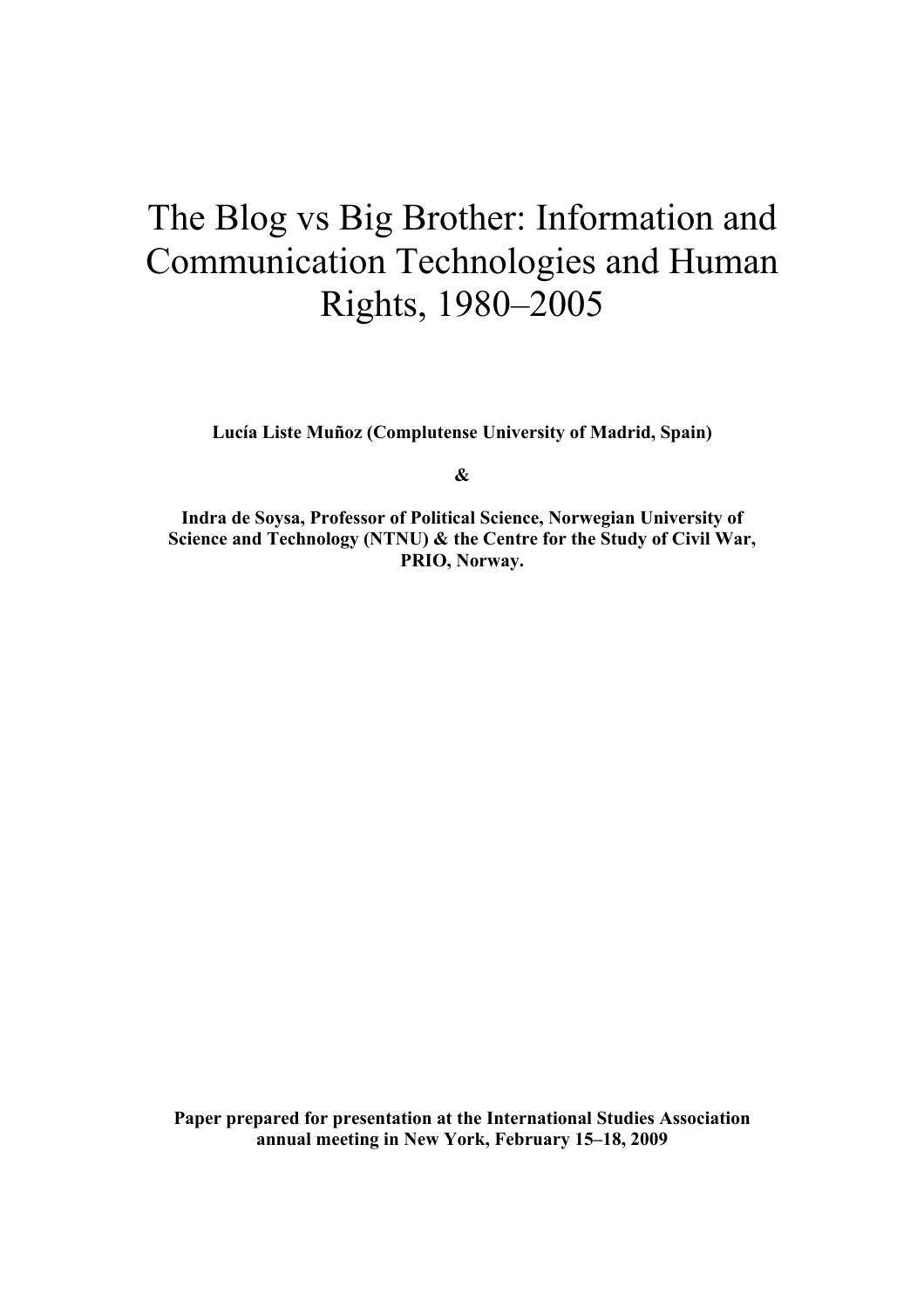# The Blog vs Big Brother: Information and Communication Technologies and Human Rights, 1980–2005

**Lucía Liste Muñoz (Complutense University of Madrid, Spain)**

**&**

**Indra de Soysa, Professor of Political Science, Norwegian University of Science and Technology (NTNU) & the Centre for the Study of Civil War, PRIO, Norway.**

**Paper prepared for presentation at the International Studies Association annual meeting in New York, February 15–18, 2009**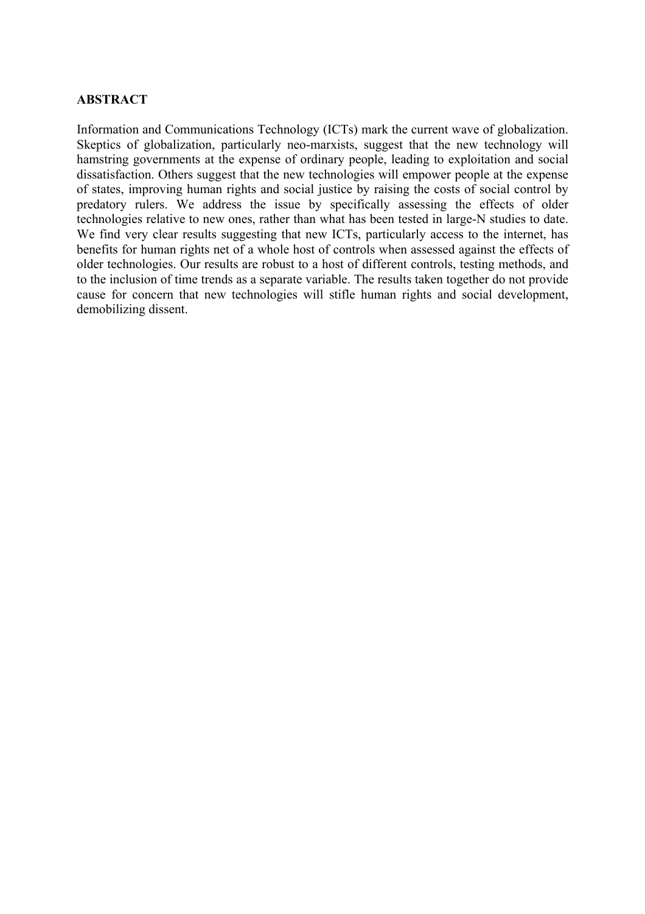**ABSTRACT**

Information and Communications Technology (ICTs) mark the current wave of globalization. Skeptics of globalization, particularly neo-marxists, suggest that the new technology will hamstring governments at the expense of ordinary people, leading to exploitation and social dissatisfaction. Others suggest that the new technologies will empower people at the expense of states, improving human rights and social justice by raising the costs of social control by predatory rulers. We address the issue by specifically assessing the effects of older technologies relative to new ones, rather than what has been tested in large-N studies to date. We find very clear results suggesting that new ICTs, particularly access to the internet, has benefits for human rights net of a whole host of controls when assessed against the effects of older technologies. Our results are robust to a host of different controls, testing methods, and to the inclusion of time trends as a separate variable. The results taken together do not provide cause for concern that new technologies will stifle human rights and social development, demobilizing dissent.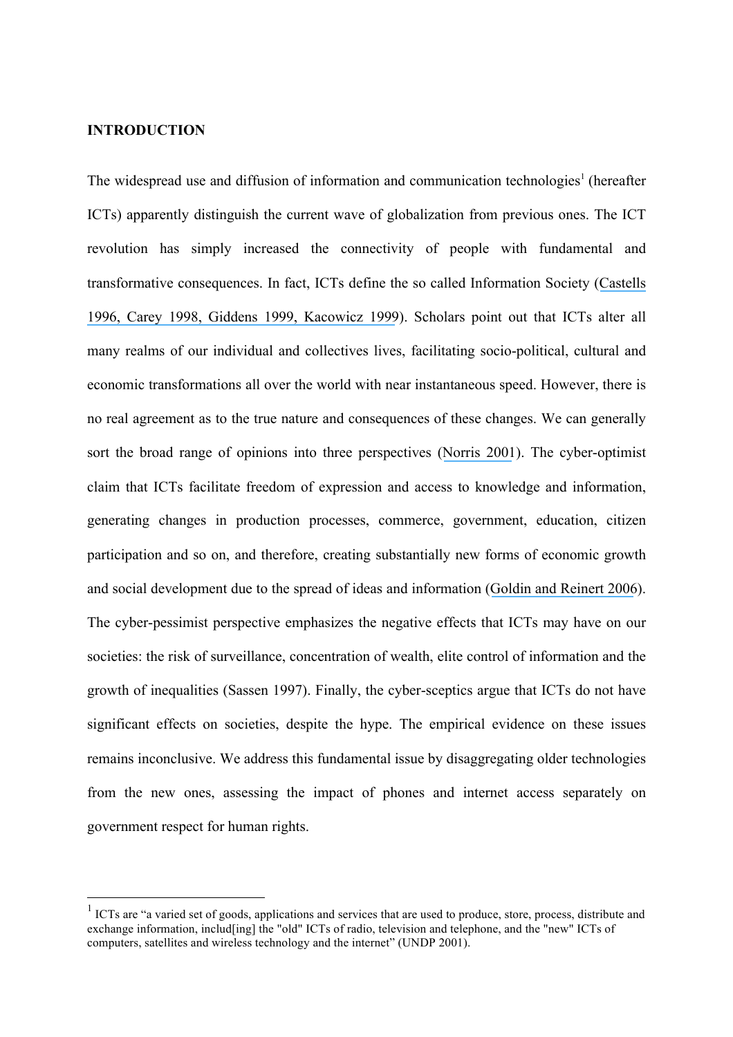**INTRODUCTION**

The widespread use and diffusion of information and communication technologies[1] (hereafter ICTs) apparently distinguish the current wave of globalization from previous ones. The ICT revolution has simply increased the connectivity of people with fundamental and transformative consequences. In fact, ICTs define the so called Information Society (Castells 1996, Carey 1998, Giddens 1999, Kacowicz 1999). Scholars point out that ICTs alter all many realms of our individual and collectives lives, facilitating socio-political, cultural and economic transformations all over the world with near instantaneous speed. However, there is no real agreement as to the true nature and consequences of these changes. We can generally sort the broad range of opinions into three perspectives (Norris 2001). The cyber-optimist claim that ICTs facilitate freedom of expression and access to knowledge and information, generating changes in production processes, commerce, government, education, citizen participation and so on, and therefore, creating substantially new forms of economic growth and social development due to the spread of ideas and information (Goldin and Reinert 2006). The cyber-pessimist perspective emphasizes the negative effects that ICTs may have on our societies: the risk of surveillance, concentration of wealth, elite control of information and the growth of inequalities (Sassen 1997). Finally, the cyber-sceptics argue that ICTs do not have significant effects on societies, despite the hype. The empirical evidence on these issues remains inconclusive. We address this fundamental issue by disaggregating older technologies from the new ones, assessing the impact of phones and internet access separately on government respect for human rights.

[1] ICTs are "a varied set of goods, applications and services that are used to produce, store, process, distribute and exchange information, includ[ing] the "old" ICTs of radio, television and telephone, and the "new" ICTs of computers, satellites and wireless technology and the internet" (UNDP 2001).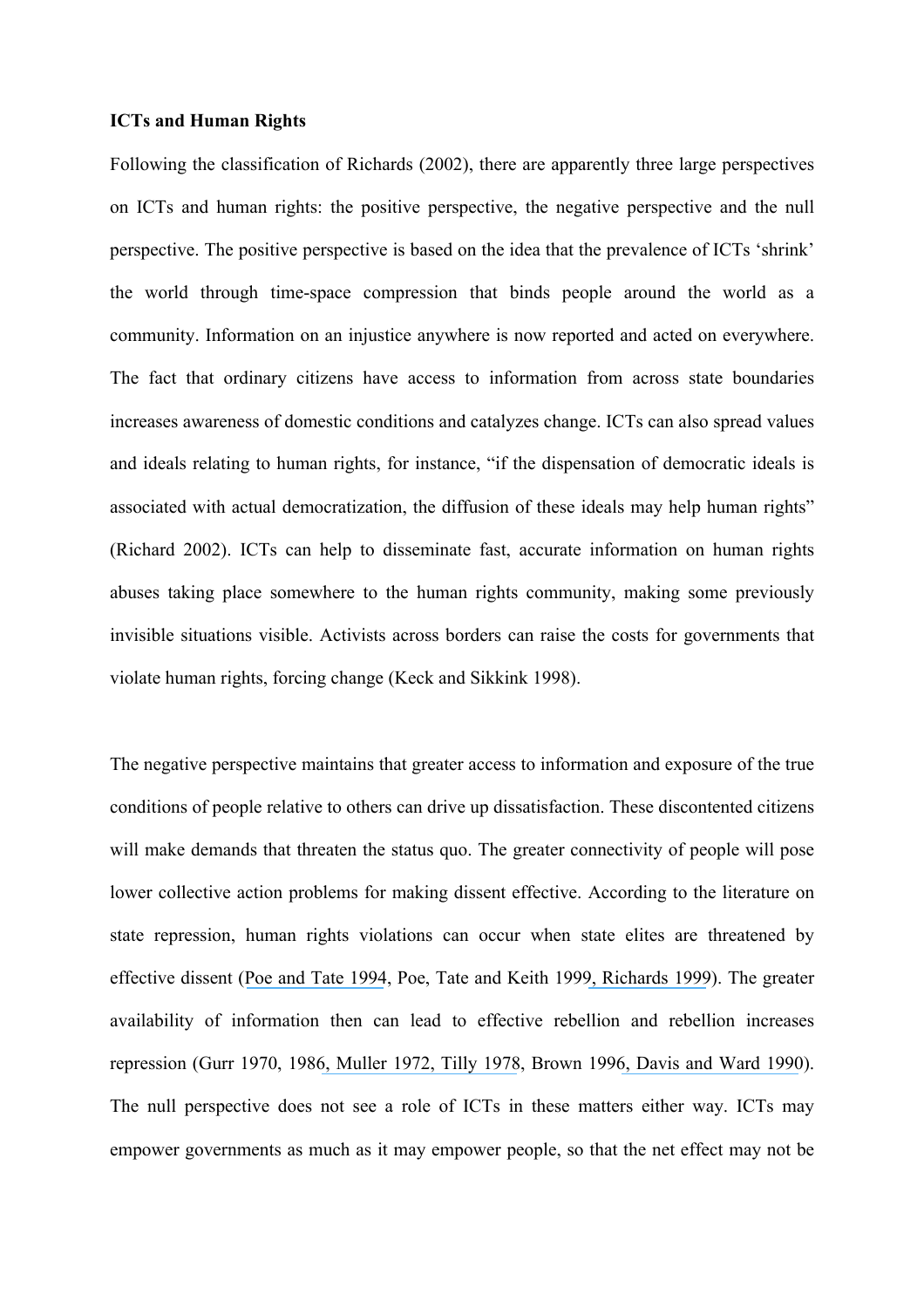**ICTs and Human Rights**

Following the classification of Richards (2002), there are apparently three large perspectives on ICTs and human rights: the positive perspective, the negative perspective and the null perspective. The positive perspective is based on the idea that the prevalence of ICTs 'shrink' the world through time-space compression that binds people around the world as a community. Information on an injustice anywhere is now reported and acted on everywhere. The fact that ordinary citizens have access to information from across state boundaries increases awareness of domestic conditions and catalyzes change. ICTs can also spread values and ideals relating to human rights, for instance, "if the dispensation of democratic ideals is associated with actual democratization, the diffusion of these ideals may help human rights" (Richard 2002). ICTs can help to disseminate fast, accurate information on human rights abuses taking place somewhere to the human rights community, making some previously invisible situations visible. Activists across borders can raise the costs for governments that violate human rights, forcing change (Keck and Sikkink 1998).

The negative perspective maintains that greater access to information and exposure of the true conditions of people relative to others can drive up dissatisfaction. These discontented citizens will make demands that threaten the status quo. The greater connectivity of people will pose lower collective action problems for making dissent effective. According to the literature on state repression, human rights violations can occur when state elites are threatened by effective dissent (Poe and Tate 1994, Poe, Tate and Keith 1999, Richards 1999). The greater availability of information then can lead to effective rebellion and rebellion increases repression (Gurr 1970, 1986, Muller 1972, Tilly 1978, Brown 1996, Davis and Ward 1990). The null perspective does not see a role of ICTs in these matters either way. ICTs may empower governments as much as it may empower people, so that the net effect may not be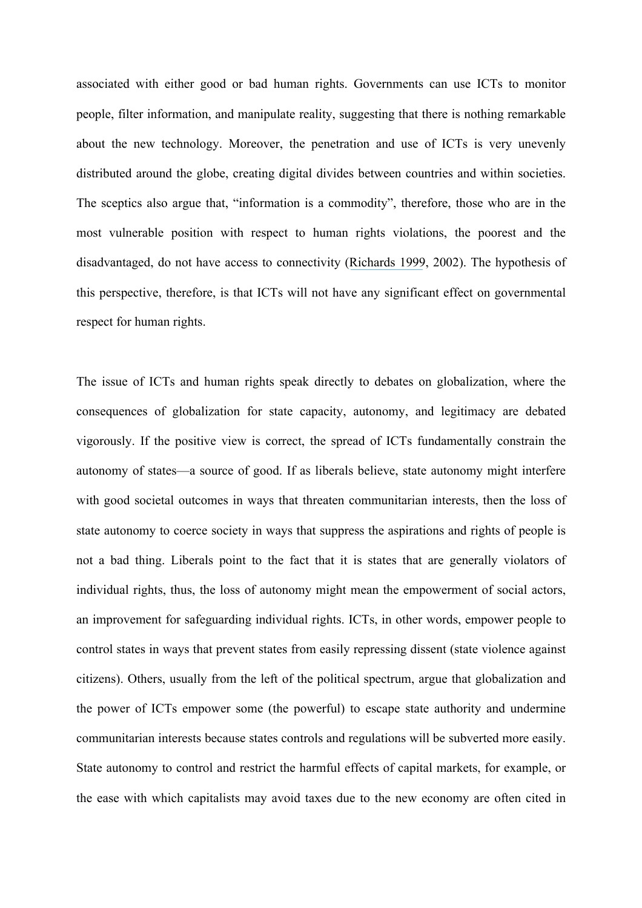associated with either good or bad human rights. Governments can use ICTs to monitor people, filter information, and manipulate reality, suggesting that there is nothing remarkable about the new technology. Moreover, the penetration and use of ICTs is very unevenly distributed around the globe, creating digital divides between countries and within societies. The sceptics also argue that, "information is a commodity", therefore, those who are in the most vulnerable position with respect to human rights violations, the poorest and the disadvantaged, do not have access to connectivity (Richards 1999, 2002). The hypothesis of this perspective, therefore, is that ICTs will not have any significant effect on governmental respect for human rights.

The issue of ICTs and human rights speak directly to debates on globalization, where the consequences of globalization for state capacity, autonomy, and legitimacy are debated vigorously. If the positive view is correct, the spread of ICTs fundamentally constrain the autonomy of states—a source of good. If as liberals believe, state autonomy might interfere with good societal outcomes in ways that threaten communitarian interests, then the loss of state autonomy to coerce society in ways that suppress the aspirations and rights of people is not a bad thing. Liberals point to the fact that it is states that are generally violators of individual rights, thus, the loss of autonomy might mean the empowerment of social actors, an improvement for safeguarding individual rights. ICTs, in other words, empower people to control states in ways that prevent states from easily repressing dissent (state violence against citizens). Others, usually from the left of the political spectrum, argue that globalization and the power of ICTs empower some (the powerful) to escape state authority and undermine communitarian interests because states controls and regulations will be subverted more easily. State autonomy to control and restrict the harmful effects of capital markets, for example, or the ease with which capitalists may avoid taxes due to the new economy are often cited in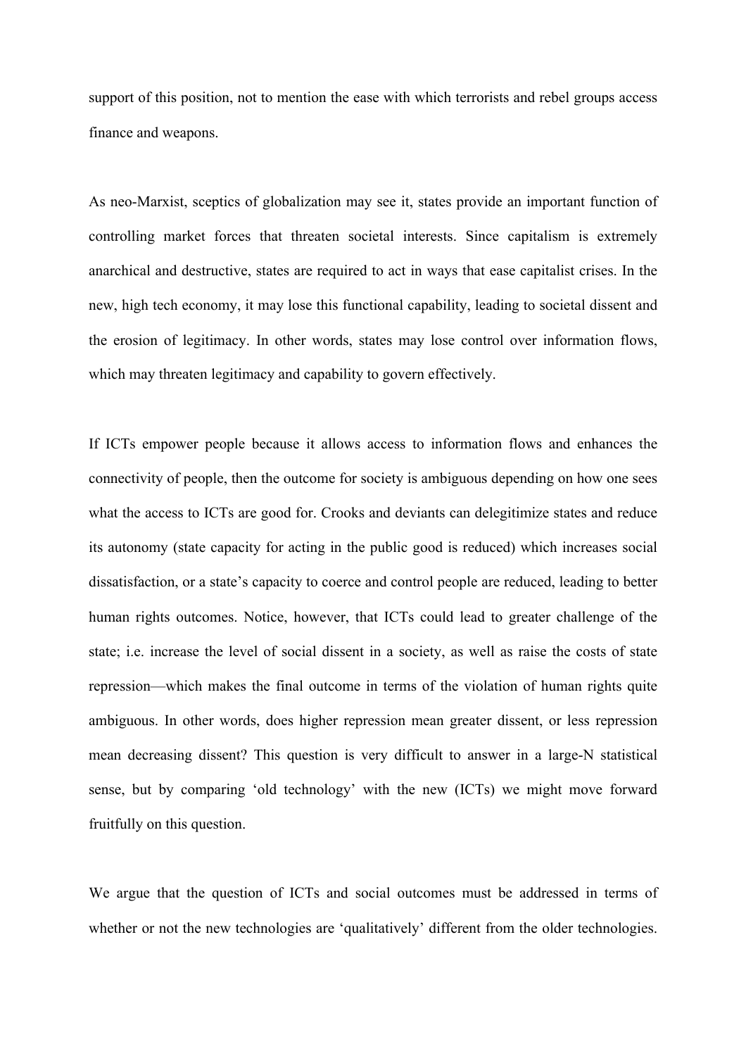support of this position, not to mention the ease with which terrorists and rebel groups access finance and weapons.

As neo-Marxist, sceptics of globalization may see it, states provide an important function of controlling market forces that threaten societal interests. Since capitalism is extremely anarchical and destructive, states are required to act in ways that ease capitalist crises. In the new, high tech economy, it may lose this functional capability, leading to societal dissent and the erosion of legitimacy. In other words, states may lose control over information flows, which may threaten legitimacy and capability to govern effectively.

If ICTs empower people because it allows access to information flows and enhances the connectivity of people, then the outcome for society is ambiguous depending on how one sees what the access to ICTs are good for. Crooks and deviants can delegitimize states and reduce its autonomy (state capacity for acting in the public good is reduced) which increases social dissatisfaction, or a state's capacity to coerce and control people are reduced, leading to better human rights outcomes. Notice, however, that ICTs could lead to greater challenge of the state; i.e. increase the level of social dissent in a society, as well as raise the costs of state repression—which makes the final outcome in terms of the violation of human rights quite ambiguous. In other words, does higher repression mean greater dissent, or less repression mean decreasing dissent? This question is very difficult to answer in a large-N statistical sense, but by comparing 'old technology' with the new (ICTs) we might move forward fruitfully on this question.

We argue that the question of ICTs and social outcomes must be addressed in terms of whether or not the new technologies are 'qualitatively' different from the older technologies.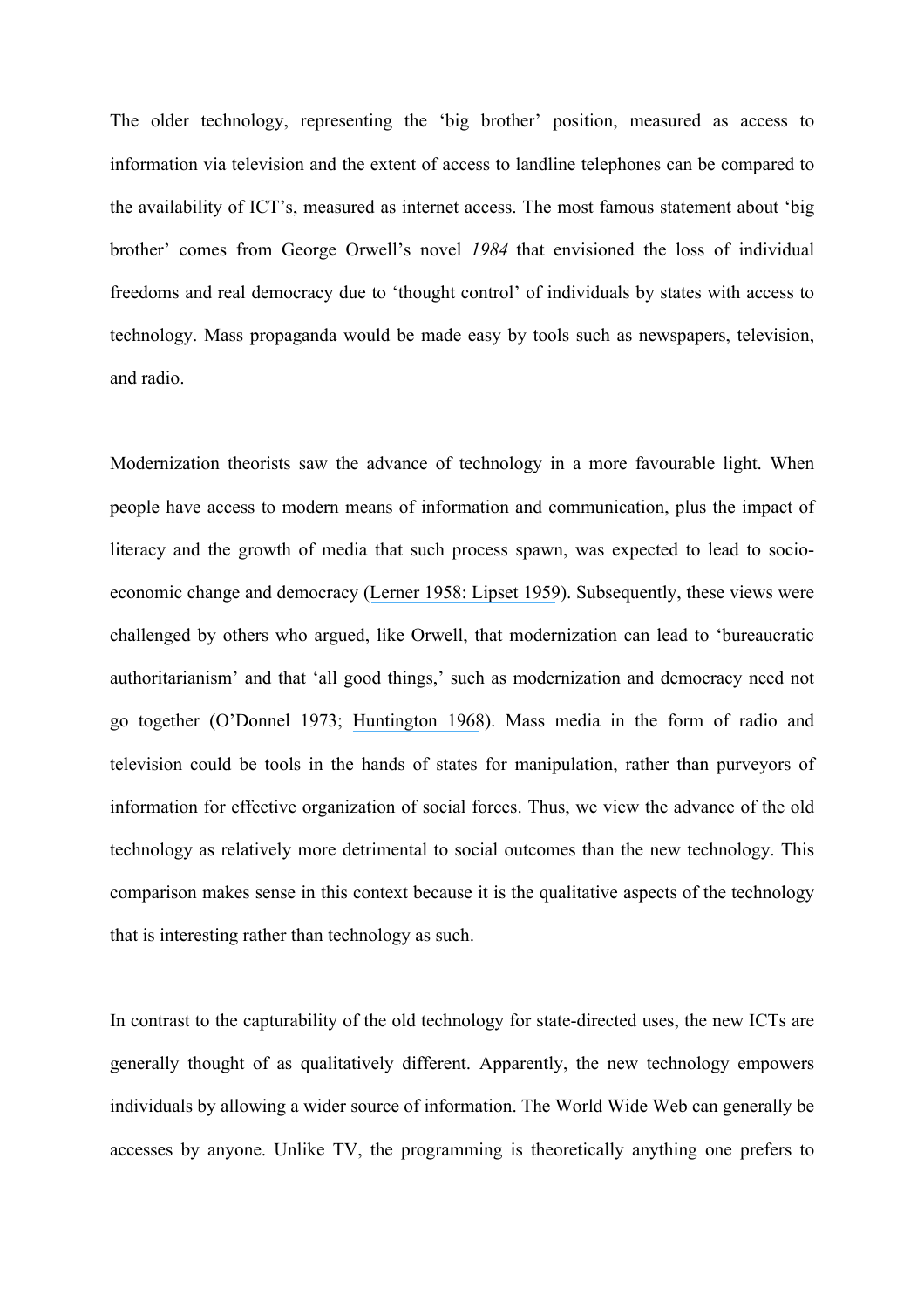The older technology, representing the 'big brother' position, measured as access to information via television and the extent of access to landline telephones can be compared to the availability of ICT's, measured as internet access. The most famous statement about 'big brother' comes from George Orwell's novel *1984* that envisioned the loss of individual freedoms and real democracy due to 'thought control' of individuals by states with access to technology. Mass propaganda would be made easy by tools such as newspapers, television, and radio.

Modernization theorists saw the advance of technology in a more favourable light. When people have access to modern means of information and communication, plus the impact of literacy and the growth of media that such process spawn, was expected to lead to socio-economic change and democracy (Lerner 1958: Lipset 1959). Subsequently, these views were challenged by others who argued, like Orwell, that modernization can lead to 'bureaucratic authoritarianism' and that 'all good things,' such as modernization and democracy need not go together (O'Donnel 1973; Huntington 1968). Mass media in the form of radio and television could be tools in the hands of states for manipulation, rather than purveyors of information for effective organization of social forces. Thus, we view the advance of the old technology as relatively more detrimental to social outcomes than the new technology. This comparison makes sense in this context because it is the qualitative aspects of the technology that is interesting rather than technology as such.

In contrast to the capturability of the old technology for state-directed uses, the new ICTs are generally thought of as qualitatively different. Apparently, the new technology empowers individuals by allowing a wider source of information. The World Wide Web can generally be accesses by anyone. Unlike TV, the programming is theoretically anything one prefers to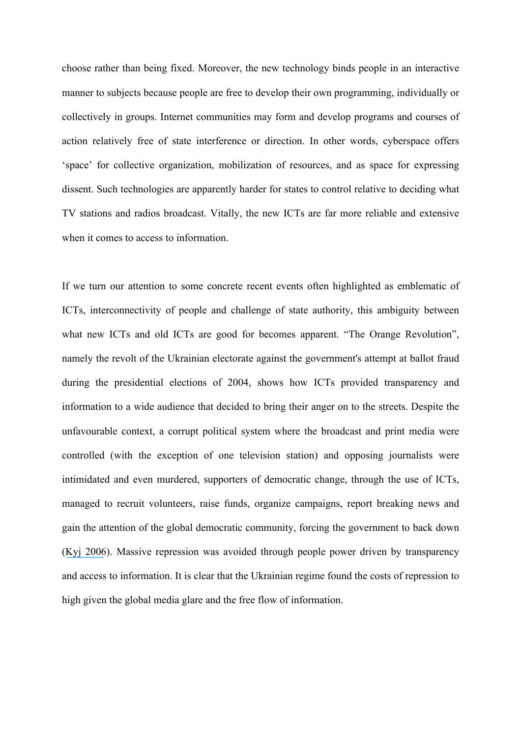choose rather than being fixed. Moreover, the new technology binds people in an interactive manner to subjects because people are free to develop their own programming, individually or collectively in groups. Internet communities may form and develop programs and courses of action relatively free of state interference or direction. In other words, cyberspace offers 'space' for collective organization, mobilization of resources, and as space for expressing dissent. Such technologies are apparently harder for states to control relative to deciding what TV stations and radios broadcast. Vitally, the new ICTs are far more reliable and extensive when it comes to access to information.

If we turn our attention to some concrete recent events often highlighted as emblematic of ICTs, interconnectivity of people and challenge of state authority, this ambiguity between what new ICTs and old ICTs are good for becomes apparent. "The Orange Revolution", namely the revolt of the Ukrainian electorate against the government's attempt at ballot fraud during the presidential elections of 2004, shows how ICTs provided transparency and information to a wide audience that decided to bring their anger on to the streets. Despite the unfavourable context, a corrupt political system where the broadcast and print media were controlled (with the exception of one television station) and opposing journalists were intimidated and even murdered, supporters of democratic change, through the use of ICTs, managed to recruit volunteers, raise funds, organize campaigns, report breaking news and gain the attention of the global democratic community, forcing the government to back down (Kyj 2006). Massive repression was avoided through people power driven by transparency and access to information. It is clear that the Ukrainian regime found the costs of repression to high given the global media glare and the free flow of information.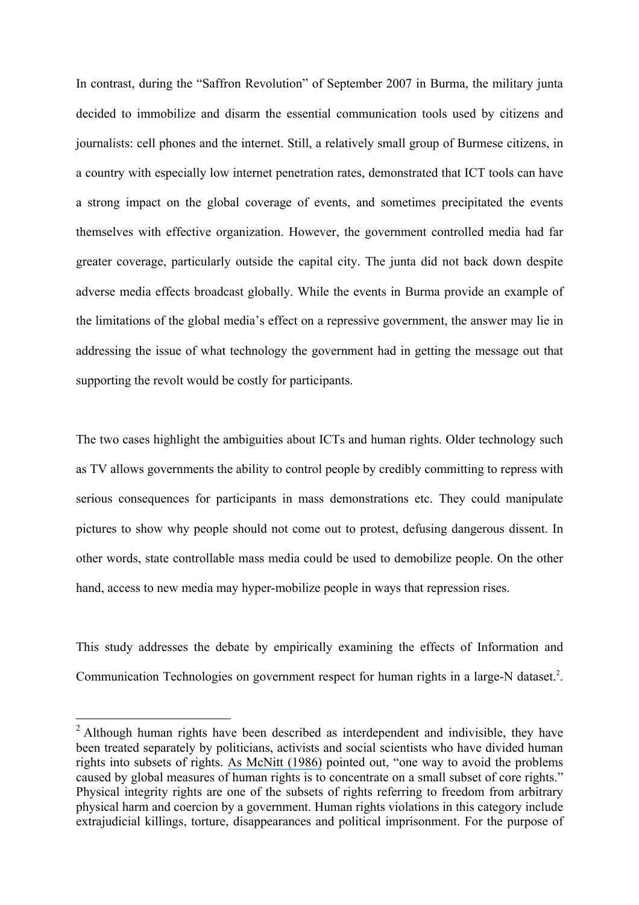In contrast, during the "Saffron Revolution" of September 2007 in Burma, the military junta decided to immobilize and disarm the essential communication tools used by citizens and journalists: cell phones and the internet. Still, a relatively small group of Burmese citizens, in a country with especially low internet penetration rates, demonstrated that ICT tools can have a strong impact on the global coverage of events, and sometimes precipitated the events themselves with effective organization. However, the government controlled media had far greater coverage, particularly outside the capital city. The junta did not back down despite adverse media effects broadcast globally. While the events in Burma provide an example of the limitations of the global media's effect on a repressive government, the answer may lie in addressing the issue of what technology the government had in getting the message out that supporting the revolt would be costly for participants.

The two cases highlight the ambiguities about ICTs and human rights. Older technology such as TV allows governments the ability to control people by credibly committing to repress with serious consequences for participants in mass demonstrations etc. They could manipulate pictures to show why people should not come out to protest, defusing dangerous dissent. In other words, state controllable mass media could be used to demobilize people. On the other hand, access to new media may hyper-mobilize people in ways that repression rises.

This study addresses the debate by empirically examining the effects of Information and Communication Technologies on government respect for human rights in a large-N dataset.[2].

[2] Although human rights have been described as interdependent and indivisible, they have been treated separately by politicians, activists and social scientists who have divided human rights into subsets of rights. As McNitt (1986) pointed out, "one way to avoid the problems caused by global measures of human rights is to concentrate on a small subset of core rights." Physical integrity rights are one of the subsets of rights referring to freedom from arbitrary physical harm and coercion by a government. Human rights violations in this category include extrajudicial killings, torture, disappearances and political imprisonment. For the purpose of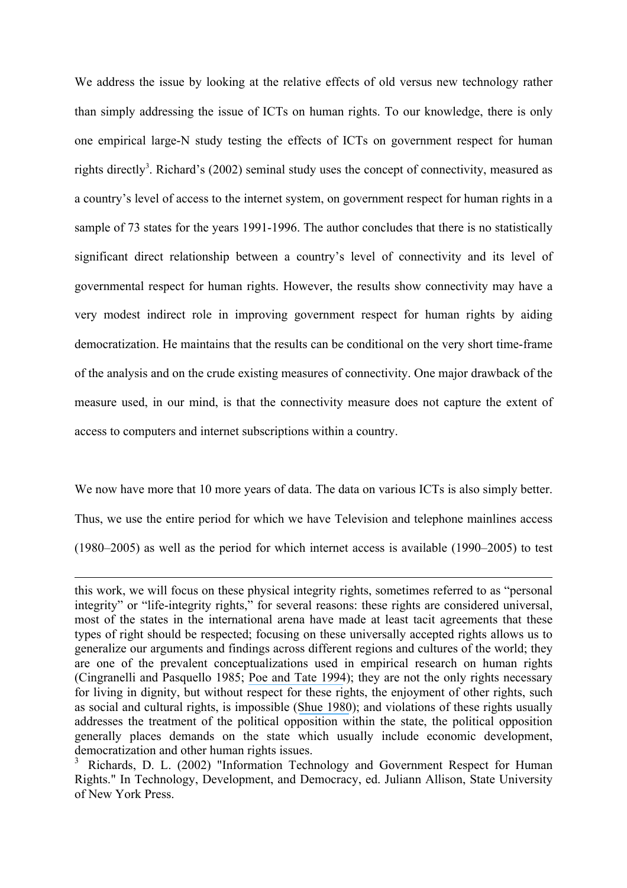We address the issue by looking at the relative effects of old versus new technology rather than simply addressing the issue of ICTs on human rights. To our knowledge, there is only one empirical large-N study testing the effects of ICTs on government respect for human rights directly[3]. Richard's (2002) seminal study uses the concept of connectivity, measured as a country's level of access to the internet system, on government respect for human rights in a sample of 73 states for the years 1991-1996. The author concludes that there is no statistically significant direct relationship between a country's level of connectivity and its level of governmental respect for human rights. However, the results show connectivity may have a very modest indirect role in improving government respect for human rights by aiding democratization. He maintains that the results can be conditional on the very short time-frame of the analysis and on the crude existing measures of connectivity. One major drawback of the measure used, in our mind, is that the connectivity measure does not capture the extent of access to computers and internet subscriptions within a country.

We now have more that 10 more years of data. The data on various ICTs is also simply better. Thus, we use the entire period for which we have Television and telephone mainlines access (1980–2005) as well as the period for which internet access is available (1990–2005) to test

---

this work, we will focus on these physical integrity rights, sometimes referred to as "personal integrity" or "life-integrity rights," for several reasons: these rights are considered universal, most of the states in the international arena have made at least tacit agreements that these types of right should be respected; focusing on these universally accepted rights allows us to generalize our arguments and findings across different regions and cultures of the world; they are one of the prevalent conceptualizations used in empirical research on human rights (Cingranelli and Pasquello 1985; Poe and Tate 1994); they are not the only rights necessary for living in dignity, but without respect for these rights, the enjoyment of other rights, such as social and cultural rights, is impossible (Shue 1980); and violations of these rights usually addresses the treatment of the political opposition within the state, the political opposition generally places demands on the state which usually include economic development, democratization and other human rights issues.

[3] Richards, D. L. (2002) "Information Technology and Government Respect for Human Rights." In Technology, Development, and Democracy, ed. Juliann Allison, State University of New York Press.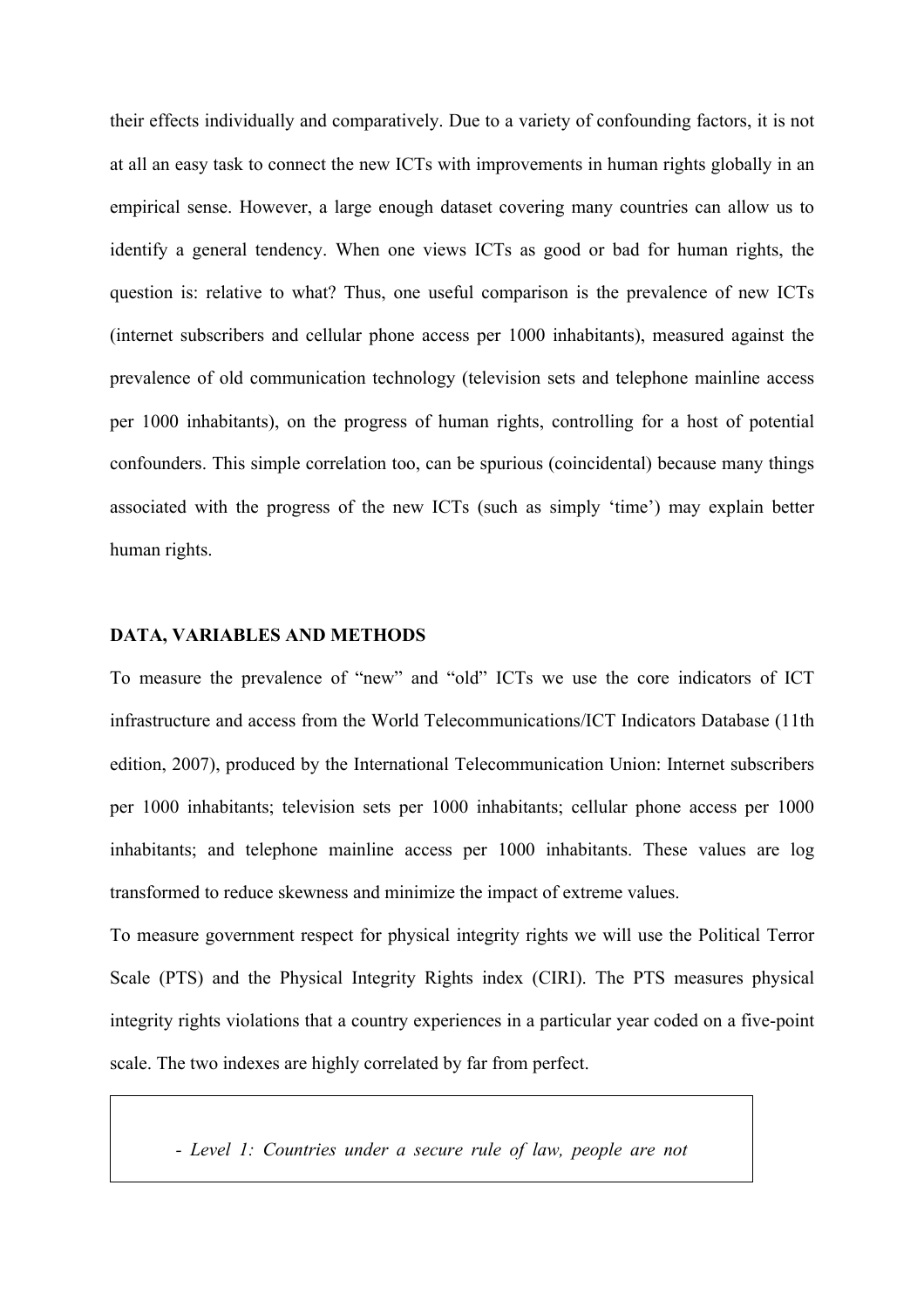their effects individually and comparatively. Due to a variety of confounding factors, it is not at all an easy task to connect the new ICTs with improvements in human rights globally in an empirical sense. However, a large enough dataset covering many countries can allow us to identify a general tendency. When one views ICTs as good or bad for human rights, the question is: relative to what? Thus, one useful comparison is the prevalence of new ICTs (internet subscribers and cellular phone access per 1000 inhabitants), measured against the prevalence of old communication technology (television sets and telephone mainline access per 1000 inhabitants), on the progress of human rights, controlling for a host of potential confounders. This simple correlation too, can be spurious (coincidental) because many things associated with the progress of the new ICTs (such as simply 'time') may explain better human rights.

## DATA, VARIABLES AND METHODS

To measure the prevalence of "new" and "old" ICTs we use the core indicators of ICT infrastructure and access from the World Telecommunications/ICT Indicators Database (11th edition, 2007), produced by the International Telecommunication Union: Internet subscribers per 1000 inhabitants; television sets per 1000 inhabitants; cellular phone access per 1000 inhabitants; and telephone mainline access per 1000 inhabitants. These values are log transformed to reduce skewness and minimize the impact of extreme values.

To measure government respect for physical integrity rights we will use the Political Terror Scale (PTS) and the Physical Integrity Rights index (CIRI). The PTS measures physical integrity rights violations that a country experiences in a particular year coded on a five-point scale. The two indexes are highly correlated by far from perfect.

> *- Level 1: Countries under a secure rule of law, people are not*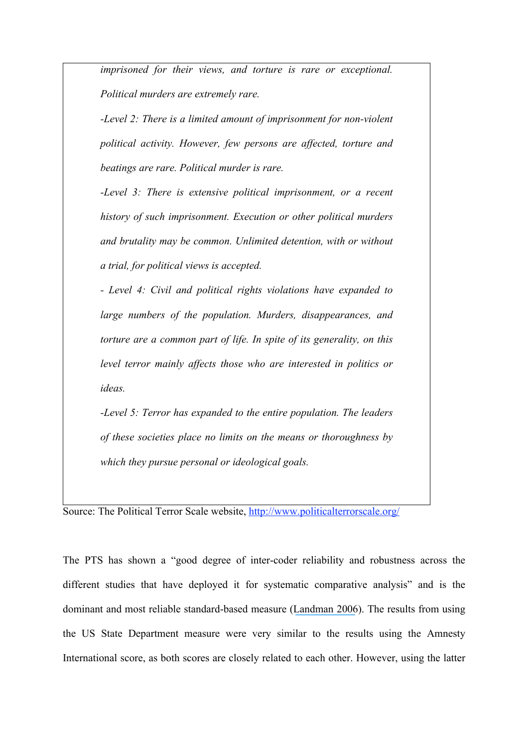*imprisoned for their views, and torture is rare or exceptional. Political murders are extremely rare.*

*-Level 2: There is a limited amount of imprisonment for non-violent political activity. However, few persons are affected, torture and beatings are rare. Political murder is rare.*

*-Level 3: There is extensive political imprisonment, or a recent history of such imprisonment. Execution or other political murders and brutality may be common. Unlimited detention, with or without a trial, for political views is accepted.*

*- Level 4: Civil and political rights violations have expanded to large numbers of the population. Murders, disappearances, and torture are a common part of life. In spite of its generality, on this level terror mainly affects those who are interested in politics or ideas.*

*-Level 5: Terror has expanded to the entire population. The leaders of these societies place no limits on the means or thoroughness by which they pursue personal or ideological goals.*

Source: The Political Terror Scale website, http://www.politicalterrorscale.org/

The PTS has shown a "good degree of inter-coder reliability and robustness across the different studies that have deployed it for systematic comparative analysis" and is the dominant and most reliable standard-based measure (Landman 2006). The results from using the US State Department measure were very similar to the results using the Amnesty International score, as both scores are closely related to each other. However, using the latter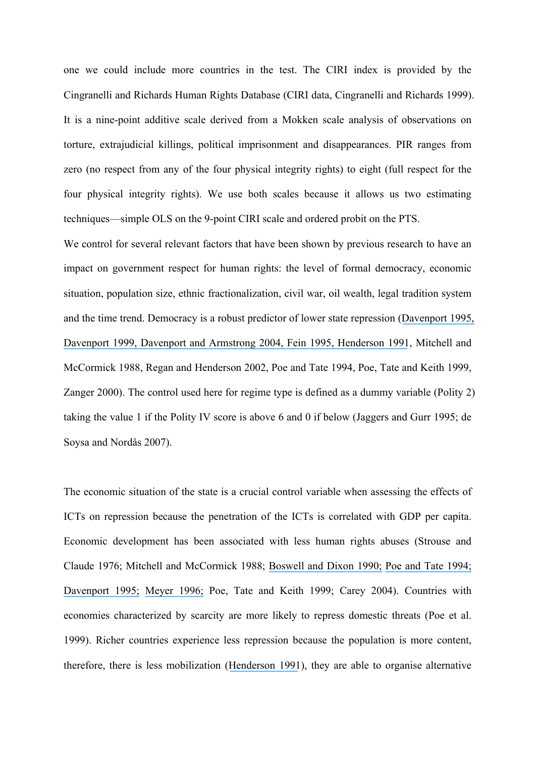one we could include more countries in the test. The CIRI index is provided by the Cingranelli and Richards Human Rights Database (CIRI data, Cingranelli and Richards 1999). It is a nine-point additive scale derived from a Mokken scale analysis of observations on torture, extrajudicial killings, political imprisonment and disappearances. PIR ranges from zero (no respect from any of the four physical integrity rights) to eight (full respect for the four physical integrity rights). We use both scales because it allows us two estimating techniques—simple OLS on the 9-point CIRI scale and ordered probit on the PTS.

We control for several relevant factors that have been shown by previous research to have an impact on government respect for human rights: the level of formal democracy, economic situation, population size, ethnic fractionalization, civil war, oil wealth, legal tradition system and the time trend. Democracy is a robust predictor of lower state repression (Davenport 1995, Davenport 1999, Davenport and Armstrong 2004, Fein 1995, Henderson 1991, Mitchell and McCormick 1988, Regan and Henderson 2002, Poe and Tate 1994, Poe, Tate and Keith 1999, Zanger 2000). The control used here for regime type is defined as a dummy variable (Polity 2) taking the value 1 if the Polity IV score is above 6 and 0 if below (Jaggers and Gurr 1995; de Soysa and Nordås 2007).

The economic situation of the state is a crucial control variable when assessing the effects of ICTs on repression because the penetration of the ICTs is correlated with GDP per capita. Economic development has been associated with less human rights abuses (Strouse and Claude 1976; Mitchell and McCormick 1988; Boswell and Dixon 1990; Poe and Tate 1994; Davenport 1995; Meyer 1996; Poe, Tate and Keith 1999; Carey 2004). Countries with economies characterized by scarcity are more likely to repress domestic threats (Poe et al. 1999). Richer countries experience less repression because the population is more content, therefore, there is less mobilization (Henderson 1991), they are able to organise alternative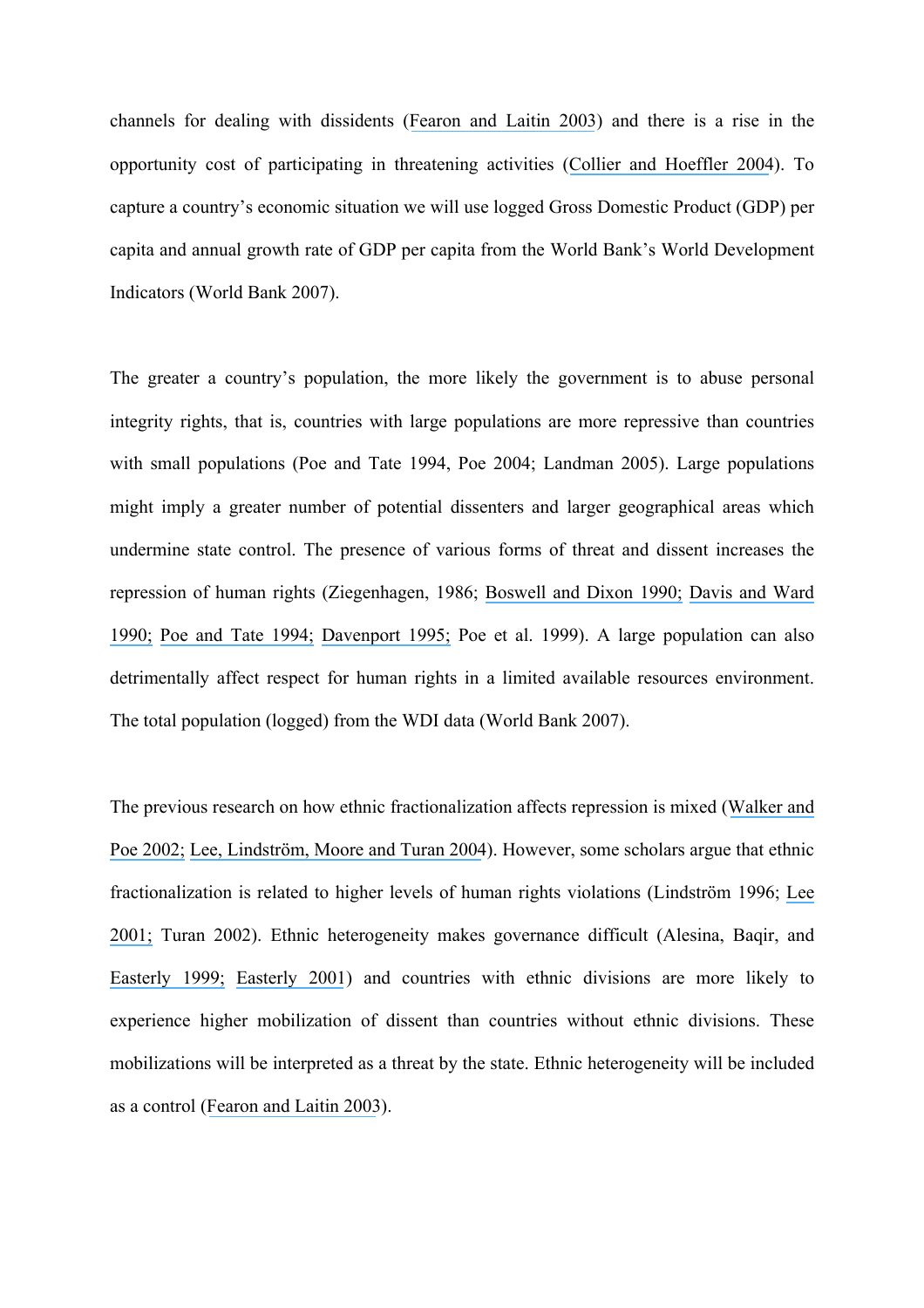channels for dealing with dissidents (Fearon and Laitin 2003) and there is a rise in the opportunity cost of participating in threatening activities (Collier and Hoeffler 2004). To capture a country's economic situation we will use logged Gross Domestic Product (GDP) per capita and annual growth rate of GDP per capita from the World Bank's World Development Indicators (World Bank 2007).

The greater a country's population, the more likely the government is to abuse personal integrity rights, that is, countries with large populations are more repressive than countries with small populations (Poe and Tate 1994, Poe 2004; Landman 2005). Large populations might imply a greater number of potential dissenters and larger geographical areas which undermine state control. The presence of various forms of threat and dissent increases the repression of human rights (Ziegenhagen, 1986; Boswell and Dixon 1990; Davis and Ward 1990; Poe and Tate 1994; Davenport 1995; Poe et al. 1999). A large population can also detrimentally affect respect for human rights in a limited available resources environment. The total population (logged) from the WDI data (World Bank 2007).

The previous research on how ethnic fractionalization affects repression is mixed (Walker and Poe 2002; Lee, Lindström, Moore and Turan 2004). However, some scholars argue that ethnic fractionalization is related to higher levels of human rights violations (Lindström 1996; Lee 2001; Turan 2002). Ethnic heterogeneity makes governance difficult (Alesina, Baqir, and Easterly 1999; Easterly 2001) and countries with ethnic divisions are more likely to experience higher mobilization of dissent than countries without ethnic divisions. These mobilizations will be interpreted as a threat by the state. Ethnic heterogeneity will be included as a control (Fearon and Laitin 2003).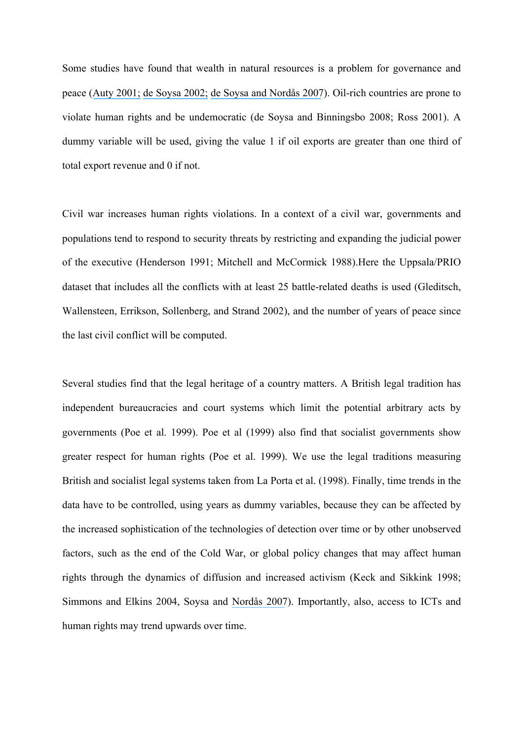Some studies have found that wealth in natural resources is a problem for governance and peace (Auty 2001; de Soysa 2002; de Soysa and Nordås 2007). Oil-rich countries are prone to violate human rights and be undemocratic (de Soysa and Binningsbo 2008; Ross 2001). A dummy variable will be used, giving the value 1 if oil exports are greater than one third of total export revenue and 0 if not.

Civil war increases human rights violations. In a context of a civil war, governments and populations tend to respond to security threats by restricting and expanding the judicial power of the executive (Henderson 1991; Mitchell and McCormick 1988).Here the Uppsala/PRIO dataset that includes all the conflicts with at least 25 battle-related deaths is used (Gleditsch, Wallensteen, Errikson, Sollenberg, and Strand 2002), and the number of years of peace since the last civil conflict will be computed.

Several studies find that the legal heritage of a country matters. A British legal tradition has independent bureaucracies and court systems which limit the potential arbitrary acts by governments (Poe et al. 1999). Poe et al (1999) also find that socialist governments show greater respect for human rights (Poe et al. 1999). We use the legal traditions measuring British and socialist legal systems taken from La Porta et al. (1998). Finally, time trends in the data have to be controlled, using years as dummy variables, because they can be affected by the increased sophistication of the technologies of detection over time or by other unobserved factors, such as the end of the Cold War, or global policy changes that may affect human rights through the dynamics of diffusion and increased activism (Keck and Sikkink 1998; Simmons and Elkins 2004, Soysa and Nordås 2007). Importantly, also, access to ICTs and human rights may trend upwards over time.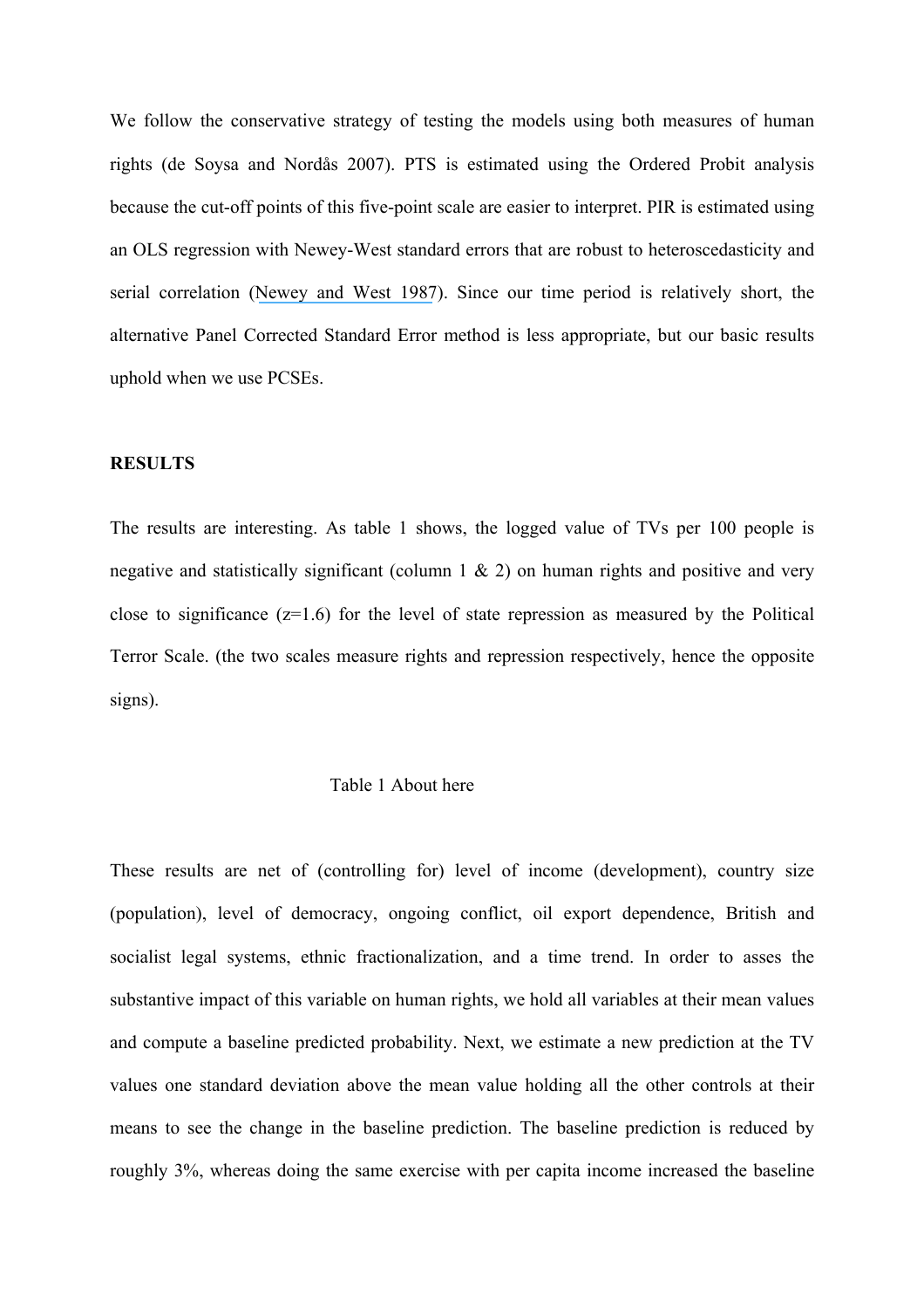We follow the conservative strategy of testing the models using both measures of human rights (de Soysa and Nordås 2007). PTS is estimated using the Ordered Probit analysis because the cut-off points of this five-point scale are easier to interpret. PIR is estimated using an OLS regression with Newey-West standard errors that are robust to heteroscedasticity and serial correlation (Newey and West 1987). Since our time period is relatively short, the alternative Panel Corrected Standard Error method is less appropriate, but our basic results uphold when we use PCSEs.

**RESULTS**

The results are interesting. As table 1 shows, the logged value of TVs per 100 people is negative and statistically significant (column 1 & 2) on human rights and positive and very close to significance (z=1.6) for the level of state repression as measured by the Political Terror Scale. (the two scales measure rights and repression respectively, hence the opposite signs).

Table 1 About here

These results are net of (controlling for) level of income (development), country size (population), level of democracy, ongoing conflict, oil export dependence, British and socialist legal systems, ethnic fractionalization, and a time trend. In order to asses the substantive impact of this variable on human rights, we hold all variables at their mean values and compute a baseline predicted probability. Next, we estimate a new prediction at the TV values one standard deviation above the mean value holding all the other controls at their means to see the change in the baseline prediction. The baseline prediction is reduced by roughly 3%, whereas doing the same exercise with per capita income increased the baseline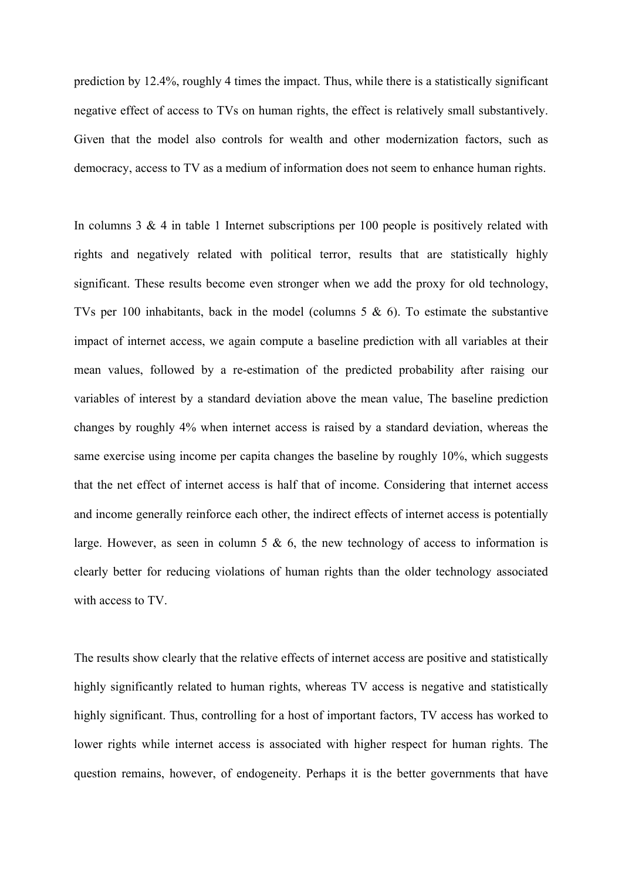prediction by 12.4%, roughly 4 times the impact. Thus, while there is a statistically significant negative effect of access to TVs on human rights, the effect is relatively small substantively. Given that the model also controls for wealth and other modernization factors, such as democracy, access to TV as a medium of information does not seem to enhance human rights.

In columns 3 & 4 in table 1 Internet subscriptions per 100 people is positively related with rights and negatively related with political terror, results that are statistically highly significant. These results become even stronger when we add the proxy for old technology, TVs per 100 inhabitants, back in the model (columns 5 & 6). To estimate the substantive impact of internet access, we again compute a baseline prediction with all variables at their mean values, followed by a re-estimation of the predicted probability after raising our variables of interest by a standard deviation above the mean value, The baseline prediction changes by roughly 4% when internet access is raised by a standard deviation, whereas the same exercise using income per capita changes the baseline by roughly 10%, which suggests that the net effect of internet access is half that of income. Considering that internet access and income generally reinforce each other, the indirect effects of internet access is potentially large. However, as seen in column 5 & 6, the new technology of access to information is clearly better for reducing violations of human rights than the older technology associated with access to TV.

The results show clearly that the relative effects of internet access are positive and statistically highly significantly related to human rights, whereas TV access is negative and statistically highly significant. Thus, controlling for a host of important factors, TV access has worked to lower rights while internet access is associated with higher respect for human rights. The question remains, however, of endogeneity. Perhaps it is the better governments that have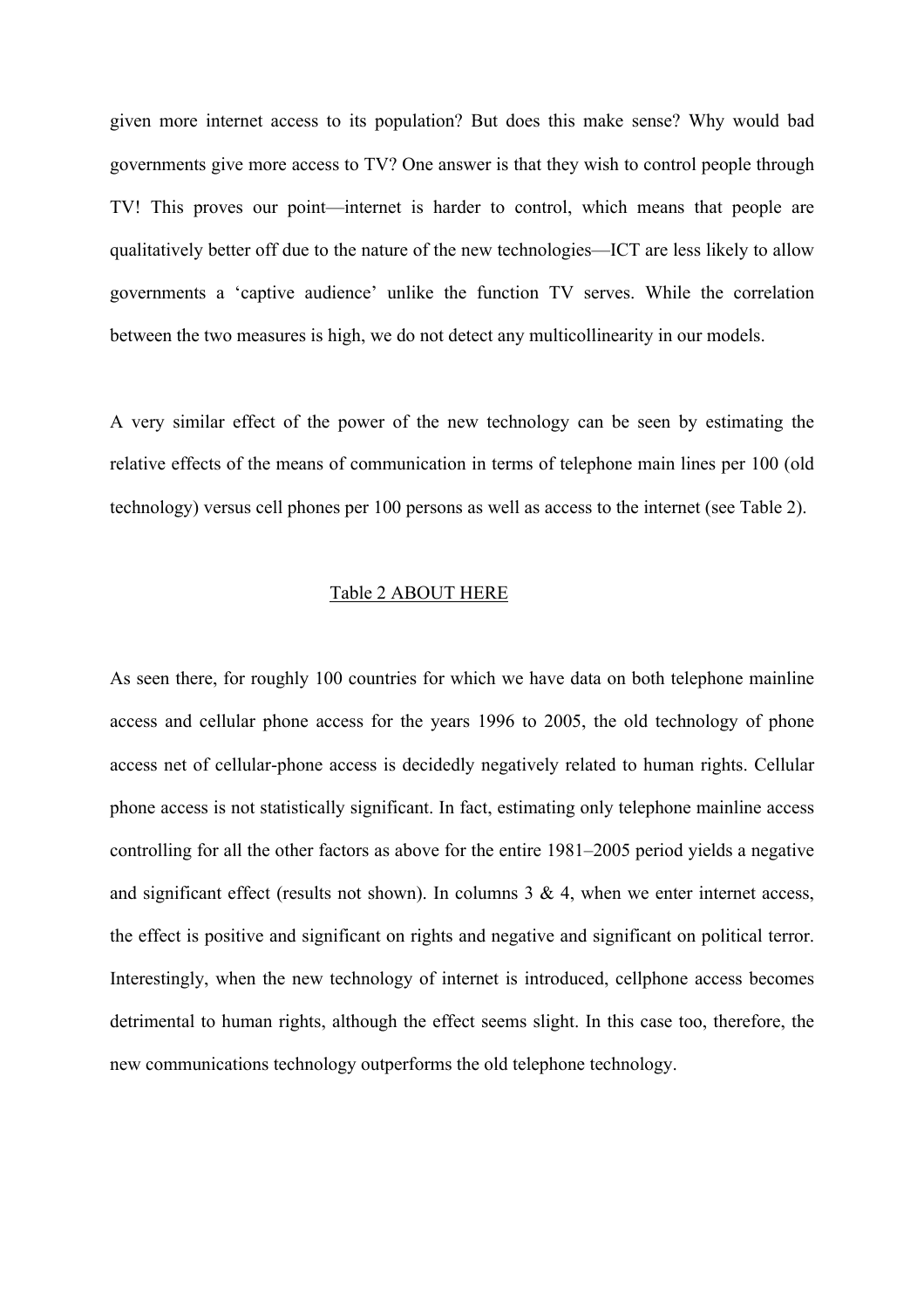given more internet access to its population? But does this make sense? Why would bad governments give more access to TV? One answer is that they wish to control people through TV! This proves our point—internet is harder to control, which means that people are qualitatively better off due to the nature of the new technologies—ICT are less likely to allow governments a 'captive audience' unlike the function TV serves. While the correlation between the two measures is high, we do not detect any multicollinearity in our models.

A very similar effect of the power of the new technology can be seen by estimating the relative effects of the means of communication in terms of telephone main lines per 100 (old technology) versus cell phones per 100 persons as well as access to the internet (see Table 2).

<u>Table 2 ABOUT HERE</u>

As seen there, for roughly 100 countries for which we have data on both telephone mainline access and cellular phone access for the years 1996 to 2005, the old technology of phone access net of cellular-phone access is decidedly negatively related to human rights. Cellular phone access is not statistically significant. In fact, estimating only telephone mainline access controlling for all the other factors as above for the entire 1981–2005 period yields a negative and significant effect (results not shown). In columns 3 & 4, when we enter internet access, the effect is positive and significant on rights and negative and significant on political terror. Interestingly, when the new technology of internet is introduced, cellphone access becomes detrimental to human rights, although the effect seems slight. In this case too, therefore, the new communications technology outperforms the old telephone technology.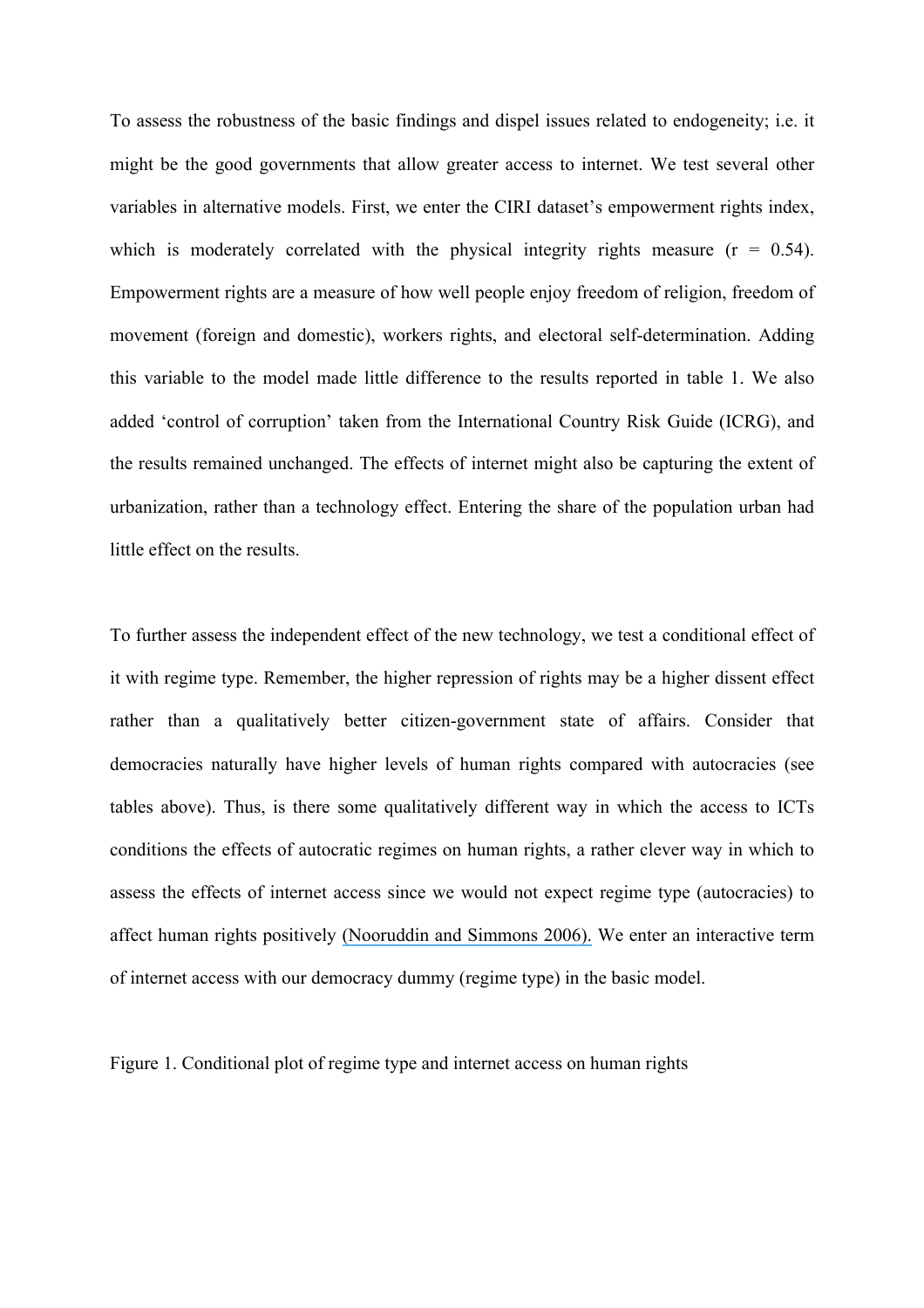To assess the robustness of the basic findings and dispel issues related to endogeneity; i.e. it might be the good governments that allow greater access to internet. We test several other variables in alternative models. First, we enter the CIRI dataset's empowerment rights index, which is moderately correlated with the physical integrity rights measure (r = 0.54). Empowerment rights are a measure of how well people enjoy freedom of religion, freedom of movement (foreign and domestic), workers rights, and electoral self-determination. Adding this variable to the model made little difference to the results reported in table 1. We also added 'control of corruption' taken from the International Country Risk Guide (ICRG), and the results remained unchanged. The effects of internet might also be capturing the extent of urbanization, rather than a technology effect. Entering the share of the population urban had little effect on the results.

To further assess the independent effect of the new technology, we test a conditional effect of it with regime type. Remember, the higher repression of rights may be a higher dissent effect rather than a qualitatively better citizen-government state of affairs. Consider that democracies naturally have higher levels of human rights compared with autocracies (see tables above). Thus, is there some qualitatively different way in which the access to ICTs conditions the effects of autocratic regimes on human rights, a rather clever way in which to assess the effects of internet access since we would not expect regime type (autocracies) to affect human rights positively (Nooruddin and Simmons 2006). We enter an interactive term of internet access with our democracy dummy (regime type) in the basic model.

Figure 1. Conditional plot of regime type and internet access on human rights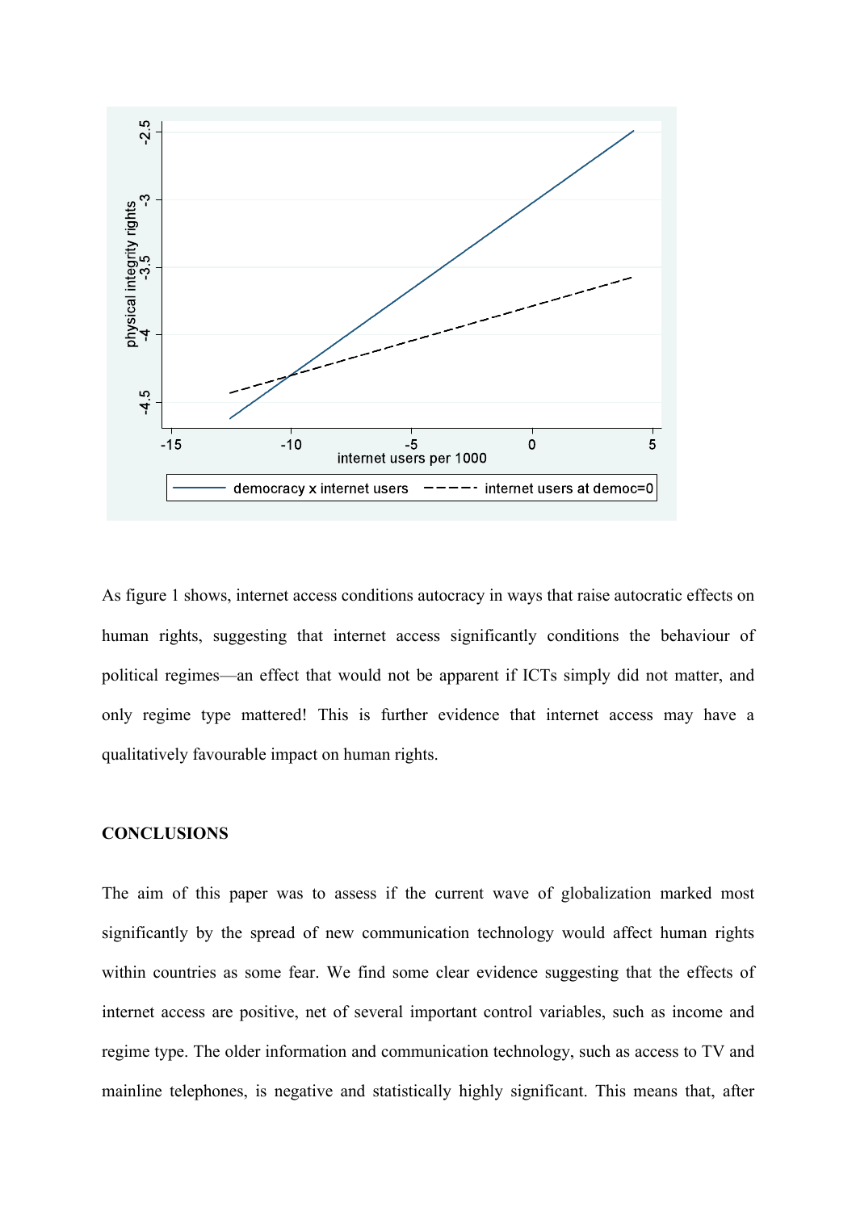As figure 1 shows, internet access conditions autocracy in ways that raise autocratic effects on human rights, suggesting that internet access significantly conditions the behaviour of political regimes—an effect that would not be apparent if ICTs simply did not matter, and only regime type mattered! This is further evidence that internet access may have a qualitatively favourable impact on human rights.

**CONCLUSIONS**

The aim of this paper was to assess if the current wave of globalization marked most significantly by the spread of new communication technology would affect human rights within countries as some fear. We find some clear evidence suggesting that the effects of internet access are positive, net of several important control variables, such as income and regime type. The older information and communication technology, such as access to TV and mainline telephones, is negative and statistically highly significant. This means that, after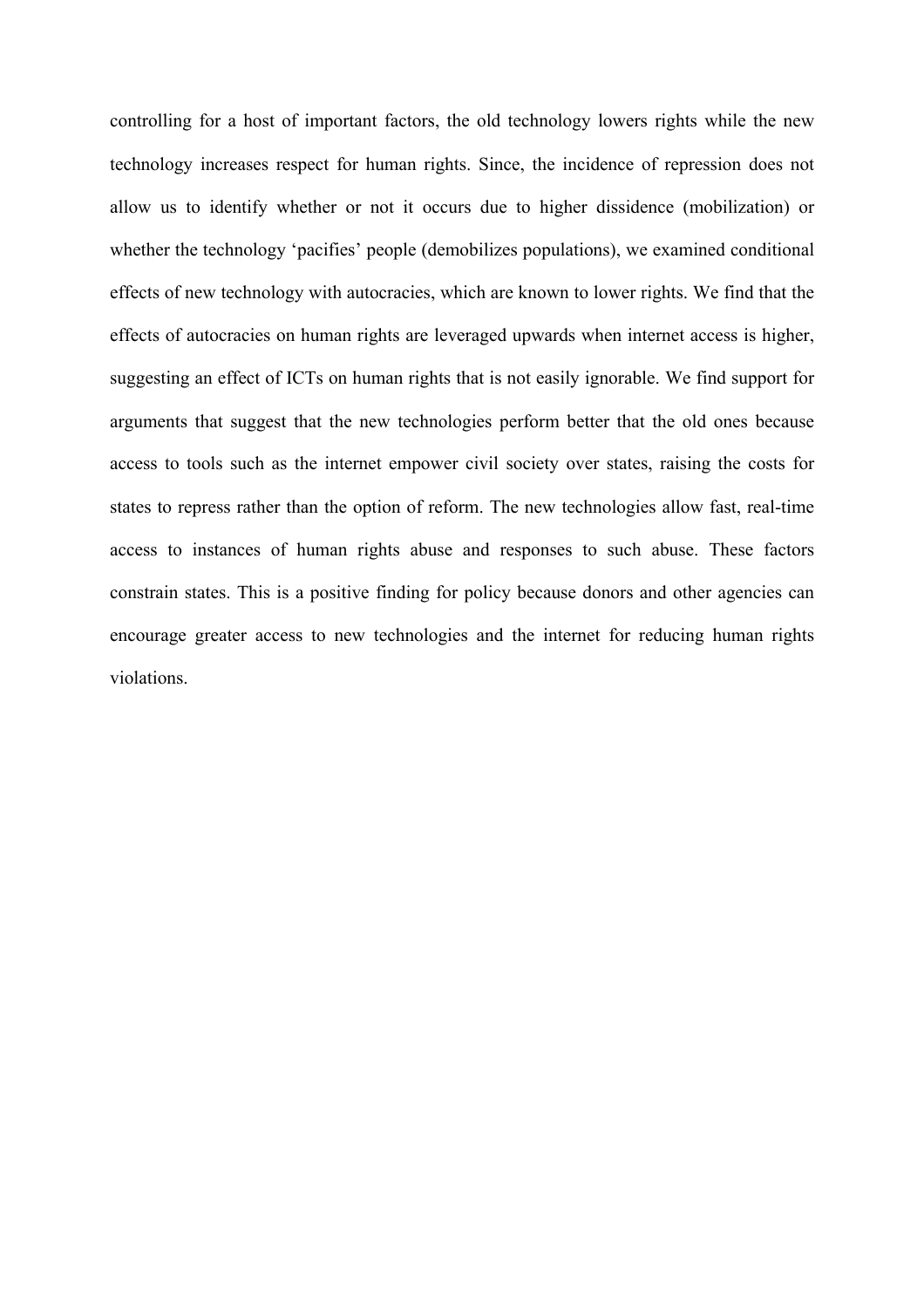controlling for a host of important factors, the old technology lowers rights while the new technology increases respect for human rights. Since, the incidence of repression does not allow us to identify whether or not it occurs due to higher dissidence (mobilization) or whether the technology 'pacifies' people (demobilizes populations), we examined conditional effects of new technology with autocracies, which are known to lower rights. We find that the effects of autocracies on human rights are leveraged upwards when internet access is higher, suggesting an effect of ICTs on human rights that is not easily ignorable. We find support for arguments that suggest that the new technologies perform better that the old ones because access to tools such as the internet empower civil society over states, raising the costs for states to repress rather than the option of reform. The new technologies allow fast, real-time access to instances of human rights abuse and responses to such abuse. These factors constrain states. This is a positive finding for policy because donors and other agencies can encourage greater access to new technologies and the internet for reducing human rights violations.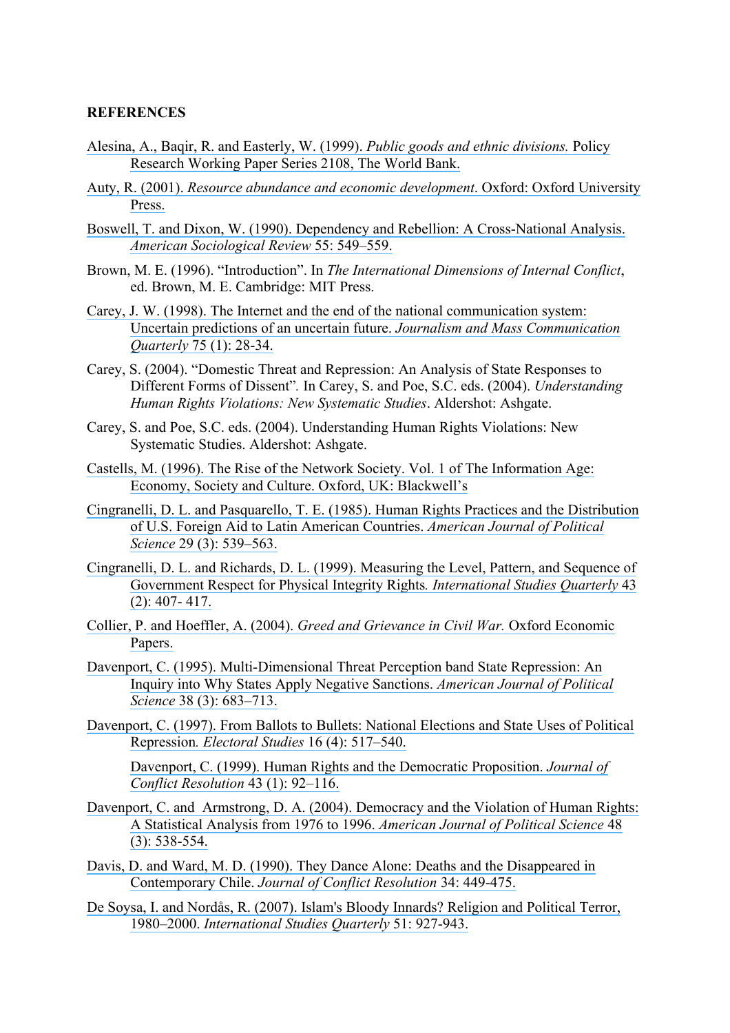## REFERENCES

Alesina, A., Baqir, R. and Easterly, W. (1999). *Public goods and ethnic divisions.* Policy Research Working Paper Series 2108, The World Bank.

Auty, R. (2001). *Resource abundance and economic development*. Oxford: Oxford University Press.

Boswell, T. and Dixon, W. (1990). Dependency and Rebellion: A Cross-National Analysis. *American Sociological Review* 55: 549–559.

Brown, M. E. (1996). "Introduction". In *The International Dimensions of Internal Conflict*, ed. Brown, M. E. Cambridge: MIT Press.

Carey, J. W. (1998). The Internet and the end of the national communication system: Uncertain predictions of an uncertain future. *Journalism and Mass Communication Quarterly* 75 (1): 28-34.

Carey, S. (2004). "Domestic Threat and Repression: An Analysis of State Responses to Different Forms of Dissent"*.* In Carey, S. and Poe, S.C. eds. (2004). *Understanding Human Rights Violations: New Systematic Studies*. Aldershot: Ashgate.

Carey, S. and Poe, S.C. eds. (2004). Understanding Human Rights Violations: New Systematic Studies. Aldershot: Ashgate.

Castells, M. (1996). The Rise of the Network Society. Vol. 1 of The Information Age: Economy, Society and Culture. Oxford, UK: Blackwell's

Cingranelli, D. L. and Pasquarello, T. E. (1985). Human Rights Practices and the Distribution of U.S. Foreign Aid to Latin American Countries. *American Journal of Political Science* 29 (3): 539–563.

Cingranelli, D. L. and Richards, D. L. (1999). Measuring the Level, Pattern, and Sequence of Government Respect for Physical Integrity Rights*. International Studies Quarterly* 43 (2): 407- 417.

Collier, P. and Hoeffler, A. (2004). *Greed and Grievance in Civil War.* Oxford Economic Papers.

Davenport, C. (1995). Multi-Dimensional Threat Perception band State Repression: An Inquiry into Why States Apply Negative Sanctions. *American Journal of Political Science* 38 (3): 683–713.

Davenport, C. (1997). From Ballots to Bullets: National Elections and State Uses of Political Repression*. Electoral Studies* 16 (4): 517–540.

Davenport, C. (1999). Human Rights and the Democratic Proposition. *Journal of Conflict Resolution* 43 (1): 92–116.

Davenport, C. and Armstrong, D. A. (2004). Democracy and the Violation of Human Rights: A Statistical Analysis from 1976 to 1996. *American Journal of Political Science* 48 (3): 538-554.

Davis, D. and Ward, M. D. (1990). They Dance Alone: Deaths and the Disappeared in Contemporary Chile. *Journal of Conflict Resolution* 34: 449-475.

De Soysa, I. and Nordås, R. (2007). Islam's Bloody Innards? Religion and Political Terror, 1980–2000. *International Studies Quarterly* 51: 927-943.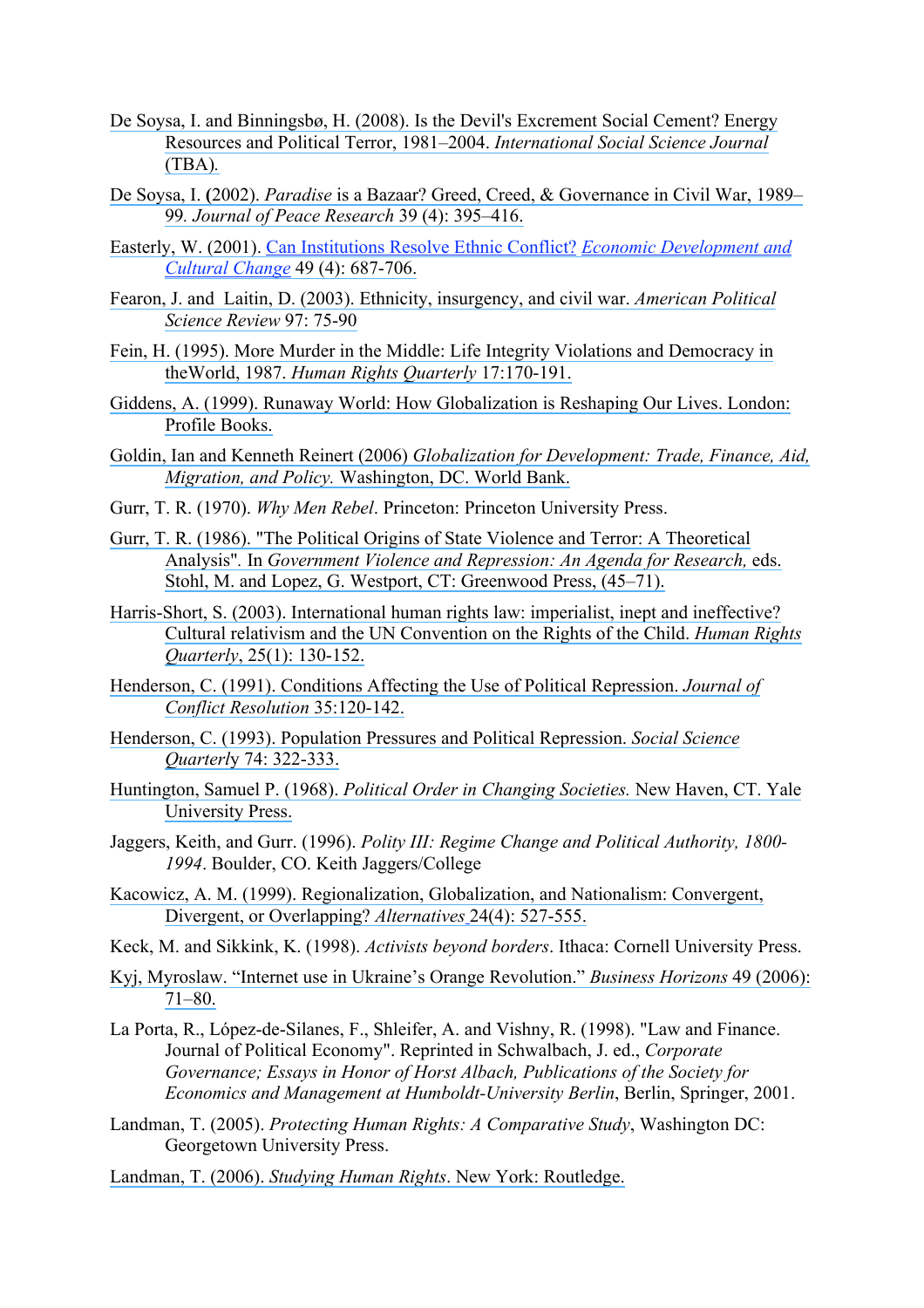De Soysa, I. and Binningsbø, H. (2008). Is the Devil's Excrement Social Cement? Energy Resources and Political Terror, 1981–2004. *International Social Science Journal* (TBA).

De Soysa, I. (2002). *Paradise* is a Bazaar? Greed, Creed, & Governance in Civil War, 1989–99. *Journal of Peace Research* 39 (4): 395–416.

Easterly, W. (2001). Can Institutions Resolve Ethnic Conflict? *Economic Development and Cultural Change* 49 (4): 687-706.

Fearon, J. and Laitin, D. (2003). Ethnicity, insurgency, and civil war. *American Political Science Review* 97: 75-90

Fein, H. (1995). More Murder in the Middle: Life Integrity Violations and Democracy in theWorld, 1987. *Human Rights Quarterly* 17:170-191.

Giddens, A. (1999). Runaway World: How Globalization is Reshaping Our Lives. London: Profile Books.

Goldin, Ian and Kenneth Reinert (2006) *Globalization for Development: Trade, Finance, Aid, Migration, and Policy.* Washington, DC. World Bank.

Gurr, T. R. (1970). *Why Men Rebel*. Princeton: Princeton University Press.

Gurr, T. R. (1986). "The Political Origins of State Violence and Terror: A Theoretical Analysis". In *Government Violence and Repression: An Agenda for Research,* eds. Stohl, M. and Lopez, G. Westport, CT: Greenwood Press, (45–71).

Harris-Short, S. (2003). International human rights law: imperialist, inept and ineffective? Cultural relativism and the UN Convention on the Rights of the Child. *Human Rights Quarterly*, 25(1): 130-152.

Henderson, C. (1991). Conditions Affecting the Use of Political Repression. *Journal of Conflict Resolution* 35:120-142.

Henderson, C. (1993). Population Pressures and Political Repression. *Social Science Quarterly* 74: 322-333.

Huntington, Samuel P. (1968). *Political Order in Changing Societies.* New Haven, CT. Yale University Press.

Jaggers, Keith, and Gurr. (1996). *Polity III: Regime Change and Political Authority, 1800-1994*. Boulder, CO. Keith Jaggers/College

Kacowicz, A. M. (1999). Regionalization, Globalization, and Nationalism: Convergent, Divergent, or Overlapping? *Alternatives* 24(4): 527-555.

Keck, M. and Sikkink, K. (1998). *Activists beyond borders*. Ithaca: Cornell University Press.

Kyj, Myroslaw. "Internet use in Ukraine's Orange Revolution." *Business Horizons* 49 (2006): 71–80.

La Porta, R., López-de-Silanes, F., Shleifer, A. and Vishny, R. (1998). "Law and Finance. Journal of Political Economy". Reprinted in Schwalbach, J. ed., *Corporate Governance; Essays in Honor of Horst Albach, Publications of the Society for Economics and Management at Humboldt-University Berlin*, Berlin, Springer, 2001.

Landman, T. (2005). *Protecting Human Rights: A Comparative Study*, Washington DC: Georgetown University Press.

Landman, T. (2006). *Studying Human Rights*. New York: Routledge.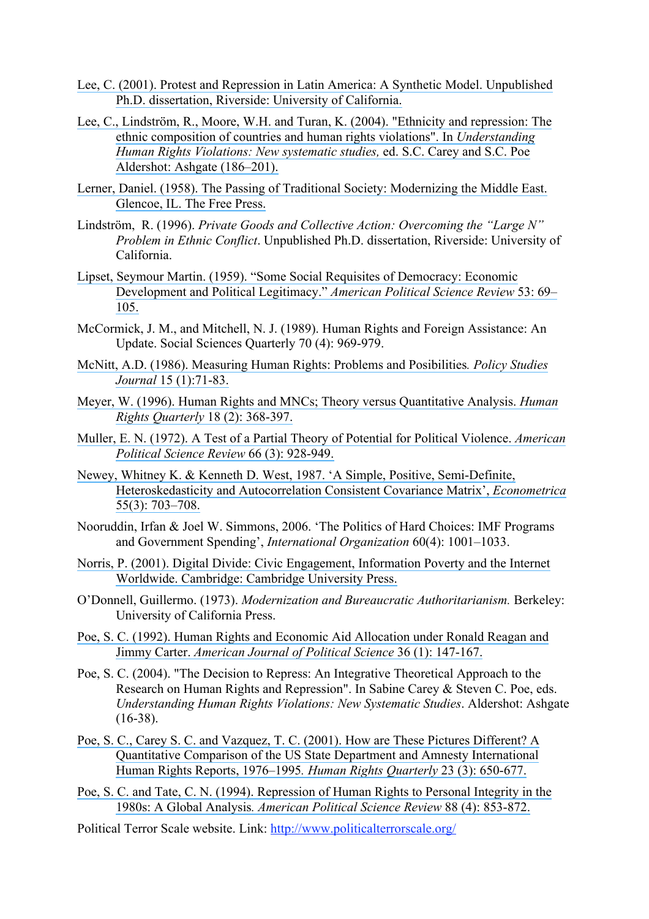Lee, C. (2001). Protest and Repression in Latin America: A Synthetic Model. Unpublished Ph.D. dissertation, Riverside: University of California.

Lee, C., Lindström, R., Moore, W.H. and Turan, K. (2004). "Ethnicity and repression: The ethnic composition of countries and human rights violations". In *Understanding Human Rights Violations: New systematic studies,* ed. S.C. Carey and S.C. Poe Aldershot: Ashgate (186–201).

Lerner, Daniel. (1958). The Passing of Traditional Society: Modernizing the Middle East. Glencoe, IL. The Free Press.

Lindström, R. (1996). *Private Goods and Collective Action: Overcoming the "Large N" Problem in Ethnic Conflict*. Unpublished Ph.D. dissertation, Riverside: University of California.

Lipset, Seymour Martin. (1959). "Some Social Requisites of Democracy: Economic Development and Political Legitimacy." *American Political Science Review* 53: 69–105.

McCormick, J. M., and Mitchell, N. J. (1989). Human Rights and Foreign Assistance: An Update. Social Sciences Quarterly 70 (4): 969-979.

McNitt, A.D. (1986). Measuring Human Rights: Problems and Posibilities*. Policy Studies Journal* 15 (1):71-83.

Meyer, W. (1996). Human Rights and MNCs; Theory versus Quantitative Analysis. *Human Rights Quarterly* 18 (2): 368-397.

Muller, E. N. (1972). A Test of a Partial Theory of Potential for Political Violence. *American Political Science Review* 66 (3): 928-949.

Newey, Whitney K. & Kenneth D. West, 1987. 'A Simple, Positive, Semi-Definite, Heteroskedasticity and Autocorrelation Consistent Covariance Matrix', *Econometrica* 55(3): 703–708.

Nooruddin, Irfan & Joel W. Simmons, 2006. 'The Politics of Hard Choices: IMF Programs and Government Spending', *International Organization* 60(4): 1001–1033.

Norris, P. (2001). Digital Divide: Civic Engagement, Information Poverty and the Internet Worldwide. Cambridge: Cambridge University Press.

O'Donnell, Guillermo. (1973). *Modernization and Bureaucratic Authoritarianism.* Berkeley: University of California Press.

Poe, S. C. (1992). Human Rights and Economic Aid Allocation under Ronald Reagan and Jimmy Carter. *American Journal of Political Science* 36 (1): 147-167.

Poe, S. C. (2004). "The Decision to Repress: An Integrative Theoretical Approach to the Research on Human Rights and Repression". In Sabine Carey & Steven C. Poe, eds. *Understanding Human Rights Violations: New Systematic Studies*. Aldershot: Ashgate (16-38).

Poe, S. C., Carey S. C. and Vazquez, T. C. (2001). How are These Pictures Different? A Quantitative Comparison of the US State Department and Amnesty International Human Rights Reports, 1976–1995*. Human Rights Quarterly* 23 (3): 650-677.

Poe, S. C. and Tate, C. N. (1994). Repression of Human Rights to Personal Integrity in the 1980s: A Global Analysis*. American Political Science Review* 88 (4): 853-872.

Political Terror Scale website. Link: http://www.politicalterrorscale.org/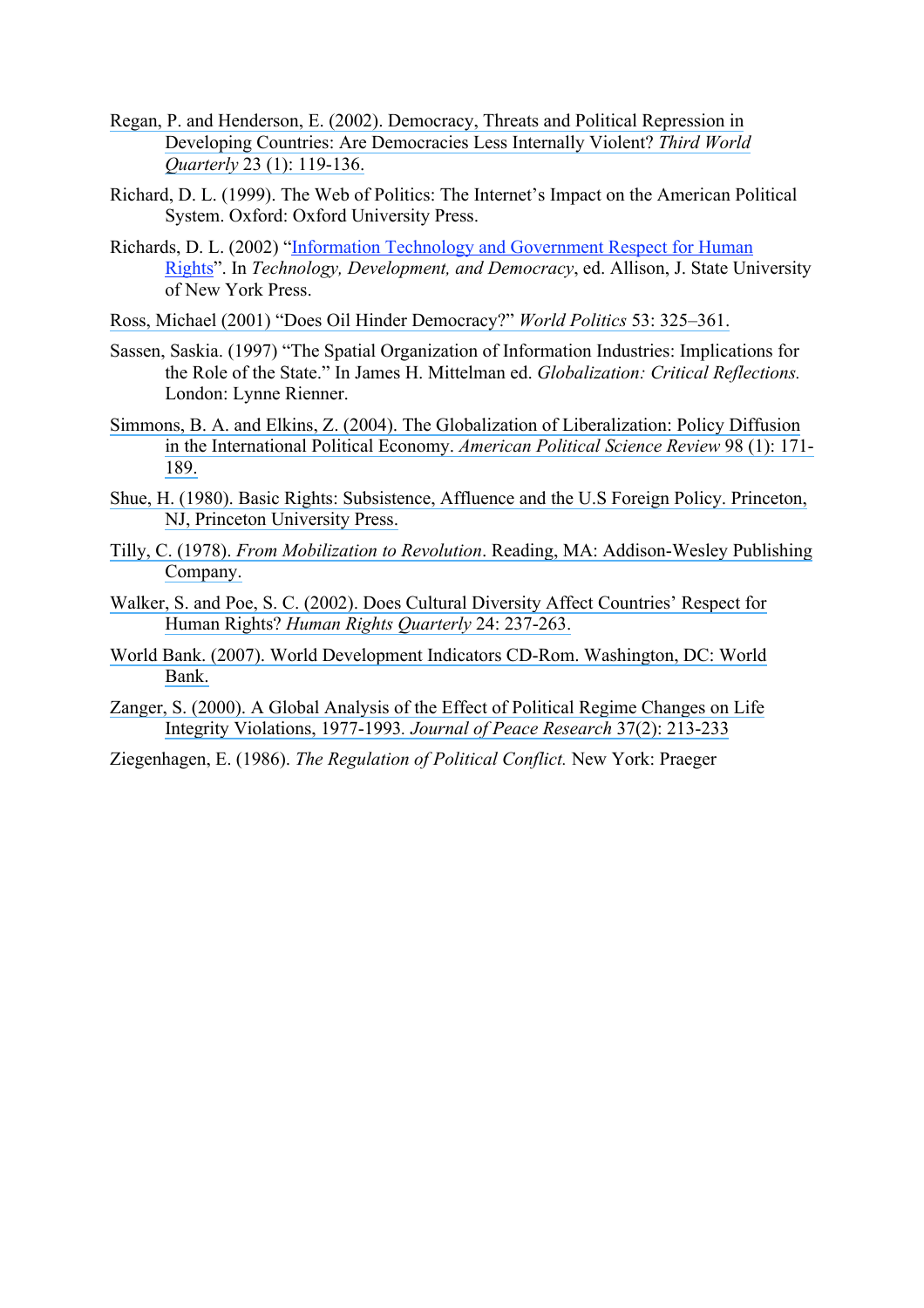Regan, P. and Henderson, E. (2002). Democracy, Threats and Political Repression in Developing Countries: Are Democracies Less Internally Violent? *Third World Quarterly* 23 (1): 119-136.

Richard, D. L. (1999). The Web of Politics: The Internet's Impact on the American Political System. Oxford: Oxford University Press.

Richards, D. L. (2002) "Information Technology and Government Respect for Human Rights". In *Technology, Development, and Democracy*, ed. Allison, J. State University of New York Press.

Ross, Michael (2001) "Does Oil Hinder Democracy?" *World Politics* 53: 325–361.

Sassen, Saskia. (1997) "The Spatial Organization of Information Industries: Implications for the Role of the State." In James H. Mittelman ed. *Globalization: Critical Reflections.* London: Lynne Rienner.

Simmons, B. A. and Elkins, Z. (2004). The Globalization of Liberalization: Policy Diffusion in the International Political Economy. *American Political Science Review* 98 (1): 171-189.

Shue, H. (1980). Basic Rights: Subsistence, Affluence and the U.S Foreign Policy. Princeton, NJ, Princeton University Press.

Tilly, C. (1978). *From Mobilization to Revolution*. Reading, MA: Addison-Wesley Publishing Company.

Walker, S. and Poe, S. C. (2002). Does Cultural Diversity Affect Countries' Respect for Human Rights? *Human Rights Quarterly* 24: 237-263.

World Bank. (2007). World Development Indicators CD-Rom. Washington, DC: World Bank.

Zanger, S. (2000). A Global Analysis of the Effect of Political Regime Changes on Life Integrity Violations, 1977-1993. *Journal of Peace Research* 37(2): 213-233

Ziegenhagen, E. (1986). *The Regulation of Political Conflict.* New York: Praeger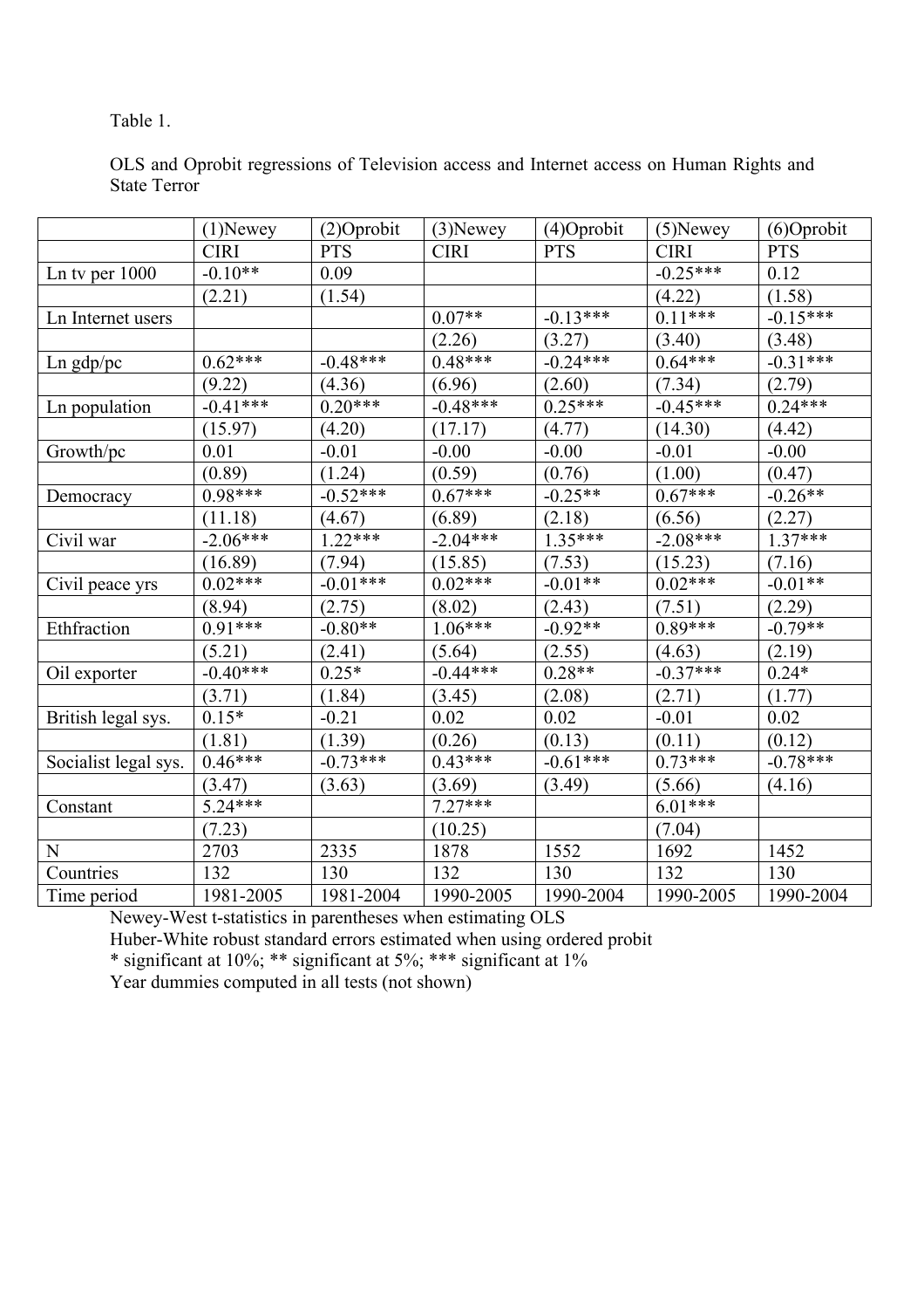Table 1.

OLS and Oprobit regressions of Television access and Internet access on Human Rights and State Terror

| | (1)Newey | (2)Oprobit | (3)Newey | (4)Oprobit | (5)Newey | (6)Oprobit |
|---|---|---|---|---|---|---|
| | CIRI | PTS | CIRI | PTS | CIRI | PTS |
| Ln tv per 1000 | -0.10** | 0.09 | | | -0.25*** | 0.12 |
| | (2.21) | (1.54) | | | (4.22) | (1.58) |
| Ln Internet users | | | 0.07** | -0.13*** | 0.11*** | -0.15*** |
| | | | (2.26) | (3.27) | (3.40) | (3.48) |
| Ln gdp/pc | 0.62*** | -0.48*** | 0.48*** | -0.24*** | 0.64*** | -0.31*** |
| | (9.22) | (4.36) | (6.96) | (2.60) | (7.34) | (2.79) |
| Ln population | -0.41*** | 0.20*** | -0.48*** | 0.25*** | -0.45*** | 0.24*** |
| | (15.97) | (4.20) | (17.17) | (4.77) | (14.30) | (4.42) |
| Growth/pc | 0.01 | -0.01 | -0.00 | -0.00 | -0.01 | -0.00 |
| | (0.89) | (1.24) | (0.59) | (0.76) | (1.00) | (0.47) |
| Democracy | 0.98*** | -0.52*** | 0.67*** | -0.25** | 0.67*** | -0.26** |
| | (11.18) | (4.67) | (6.89) | (2.18) | (6.56) | (2.27) |
| Civil war | -2.06*** | 1.22*** | -2.04*** | 1.35*** | -2.08*** | 1.37*** |
| | (16.89) | (7.94) | (15.85) | (7.53) | (15.23) | (7.16) |
| Civil peace yrs | 0.02*** | -0.01*** | 0.02*** | -0.01** | 0.02*** | -0.01** |
| | (8.94) | (2.75) | (8.02) | (2.43) | (7.51) | (2.29) |
| Ethfraction | 0.91*** | -0.80** | 1.06*** | -0.92** | 0.89*** | -0.79** |
| | (5.21) | (2.41) | (5.64) | (2.55) | (4.63) | (2.19) |
| Oil exporter | -0.40*** | 0.25* | -0.44*** | 0.28** | -0.37*** | 0.24* |
| | (3.71) | (1.84) | (3.45) | (2.08) | (2.71) | (1.77) |
| British legal sys. | 0.15* | -0.21 | 0.02 | 0.02 | -0.01 | 0.02 |
| | (1.81) | (1.39) | (0.26) | (0.13) | (0.11) | (0.12) |
| Socialist legal sys. | 0.46*** | -0.73*** | 0.43*** | -0.61*** | 0.73*** | -0.78*** |
| | (3.47) | (3.63) | (3.69) | (3.49) | (5.66) | (4.16) |
| Constant | 5.24*** | | 7.27*** | | 6.01*** | |
| | (7.23) | | (10.25) | | (7.04) | |
| N | 2703 | 2335 | 1878 | 1552 | 1692 | 1452 |
| Countries | 132 | 130 | 132 | 130 | 132 | 130 |
| Time period | 1981-2005 | 1981-2004 | 1990-2005 | 1990-2004 | 1990-2005 | 1990-2004 |

Newey-West t-statistics in parentheses when estimating OLS
Huber-White robust standard errors estimated when using ordered probit
* significant at 10%; ** significant at 5%; *** significant at 1%
Year dummies computed in all tests (not shown)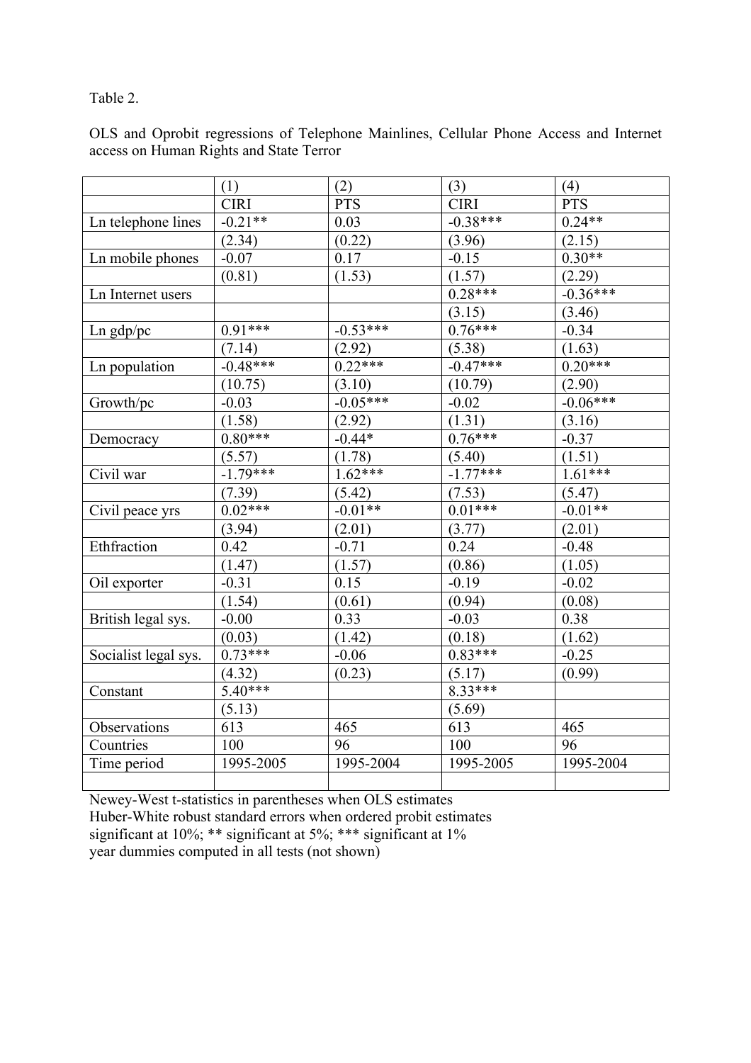Table 2.

OLS and Oprobit regressions of Telephone Mainlines, Cellular Phone Access and Internet access on Human Rights and State Terror

| | (1) | (2) | (3) | (4) |
|---|---|---|---|---|
| | CIRI | PTS | CIRI | PTS |
| Ln telephone lines | -0.21** | 0.03 | -0.38*** | 0.24** |
| | (2.34) | (0.22) | (3.96) | (2.15) |
| Ln mobile phones | -0.07 | 0.17 | -0.15 | 0.30** |
| | (0.81) | (1.53) | (1.57) | (2.29) |
| Ln Internet users | | | 0.28*** | -0.36*** |
| | | | (3.15) | (3.46) |
| Ln gdp/pc | 0.91*** | -0.53*** | 0.76*** | -0.34 |
| | (7.14) | (2.92) | (5.38) | (1.63) |
| Ln population | -0.48*** | 0.22*** | -0.47*** | 0.20*** |
| | (10.75) | (3.10) | (10.79) | (2.90) |
| Growth/pc | -0.03 | -0.05*** | -0.02 | -0.06*** |
| | (1.58) | (2.92) | (1.31) | (3.16) |
| Democracy | 0.80*** | -0.44* | 0.76*** | -0.37 |
| | (5.57) | (1.78) | (5.40) | (1.51) |
| Civil war | -1.79*** | 1.62*** | -1.77*** | 1.61*** |
| | (7.39) | (5.42) | (7.53) | (5.47) |
| Civil peace yrs | 0.02*** | -0.01** | 0.01*** | -0.01** |
| | (3.94) | (2.01) | (3.77) | (2.01) |
| Ethfraction | 0.42 | -0.71 | 0.24 | -0.48 |
| | (1.47) | (1.57) | (0.86) | (1.05) |
| Oil exporter | -0.31 | 0.15 | -0.19 | -0.02 |
| | (1.54) | (0.61) | (0.94) | (0.08) |
| British legal sys. | -0.00 | 0.33 | -0.03 | 0.38 |
| | (0.03) | (1.42) | (0.18) | (1.62) |
| Socialist legal sys. | 0.73*** | -0.06 | 0.83*** | -0.25 |
| | (4.32) | (0.23) | (5.17) | (0.99) |
| Constant | 5.40*** | | 8.33*** | |
| | (5.13) | | (5.69) | |
| Observations | 613 | 465 | 613 | 465 |
| Countries | 100 | 96 | 100 | 96 |
| Time period | 1995-2005 | 1995-2004 | 1995-2005 | 1995-2004 |
| | | | | |

Newey-West t-statistics in parentheses when OLS estimates
Huber-White robust standard errors when ordered probit estimates
significant at 10%; ** significant at 5%; *** significant at 1%
year dummies computed in all tests (not shown)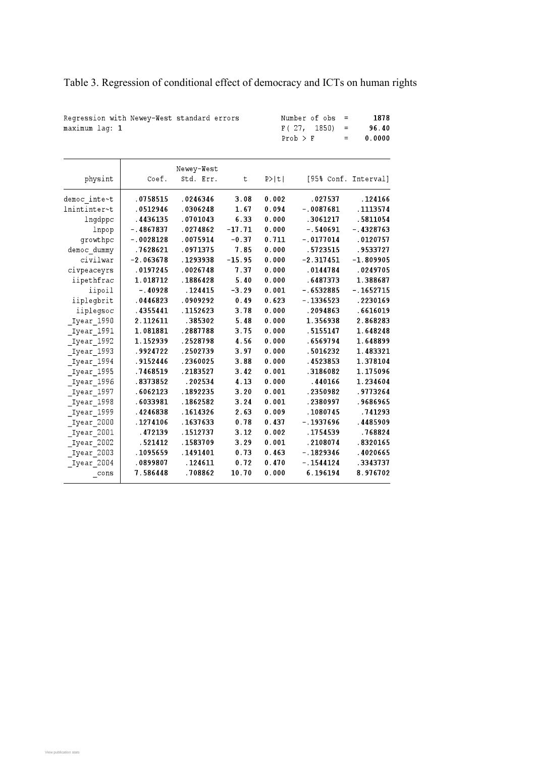Table 3. Regression of conditional effect of democracy and ICTs on human rights

```
Regression with Newey-West standard errors          Number of obs  =      1878
maximum lag: 1                                      F( 27,  1850)  =     96.40
                                                    Prob > F       =    0.0000
```

| physint | Coef. | Newey-West Std. Err. | t | P>\|t\| | [95% Conf. | Interval] |
|---|---|---|---|---|---|---|
| democ_inte~t | .0758515 | .0246346 | 3.08 | 0.002 | .027537 | .124166 |
| lnintinter~t | .0512946 | .0306248 | 1.67 | 0.094 | -.0087681 | .1113574 |
| lngdppc | .4436135 | .0701043 | 6.33 | 0.000 | .3061217 | .5811054 |
| lnpop | -.4867837 | .0274862 | -17.71 | 0.000 | -.540691 | -.4328763 |
| growthpc | -.0028128 | .0075914 | -0.37 | 0.711 | -.0177014 | .0120757 |
| democ_dummy | .7628621 | .0971375 | 7.85 | 0.000 | .5723515 | .9533727 |
| civilwar | -2.063678 | .1293938 | -15.95 | 0.000 | -2.317451 | -1.809905 |
| civpeaceyrs | .0197245 | .0026748 | 7.37 | 0.000 | .0144784 | .0249705 |
| iipethfrac | 1.018712 | .1886428 | 5.40 | 0.000 | .6487373 | 1.388687 |
| iipoil | -.40928 | .124415 | -3.29 | 0.001 | -.6532885 | -.1652715 |
| iiplegbrit | .0446823 | .0909292 | 0.49 | 0.623 | -.1336523 | .2230169 |
| iiplegsoc | .4355441 | .1152623 | 3.78 | 0.000 | .2094863 | .6616019 |
| _Iyear_1990 | 2.112611 | .385302 | 5.48 | 0.000 | 1.356938 | 2.868283 |
| _Iyear_1991 | 1.081881 | .2887788 | 3.75 | 0.000 | .5155147 | 1.648248 |
| _Iyear_1992 | 1.152939 | .2528798 | 4.56 | 0.000 | .6569794 | 1.648899 |
| _Iyear_1993 | .9924722 | .2502739 | 3.97 | 0.000 | .5016232 | 1.483321 |
| _Iyear_1994 | .9152446 | .2360025 | 3.88 | 0.000 | .4523853 | 1.378104 |
| _Iyear_1995 | .7468519 | .2183527 | 3.42 | 0.001 | .3186082 | 1.175096 |
| _Iyear_1996 | .8373852 | .202534 | 4.13 | 0.000 | .440166 | 1.234604 |
| _Iyear_1997 | .6062123 | .1892235 | 3.20 | 0.001 | .2350982 | .9773264 |
| _Iyear_1998 | .6033981 | .1862582 | 3.24 | 0.001 | .2380997 | .9686965 |
| _Iyear_1999 | .4246838 | .1614326 | 2.63 | 0.009 | .1080745 | .741293 |
| _Iyear_2000 | .1274106 | .1637633 | 0.78 | 0.437 | -.1937696 | .4485909 |
| _Iyear_2001 | .472139 | .1512737 | 3.12 | 0.002 | .1754539 | .768824 |
| _Iyear_2002 | .521412 | .1583709 | 3.29 | 0.001 | .2108074 | .8320165 |
| _Iyear_2003 | .1095659 | .1491401 | 0.73 | 0.463 | -.1829346 | .4020665 |
| _Iyear_2004 | .0899807 | .124611 | 0.72 | 0.470 | -.1544124 | .3343737 |
| _cons | 7.586448 | .708862 | 10.70 | 0.000 | 6.196194 | 8.976702 |